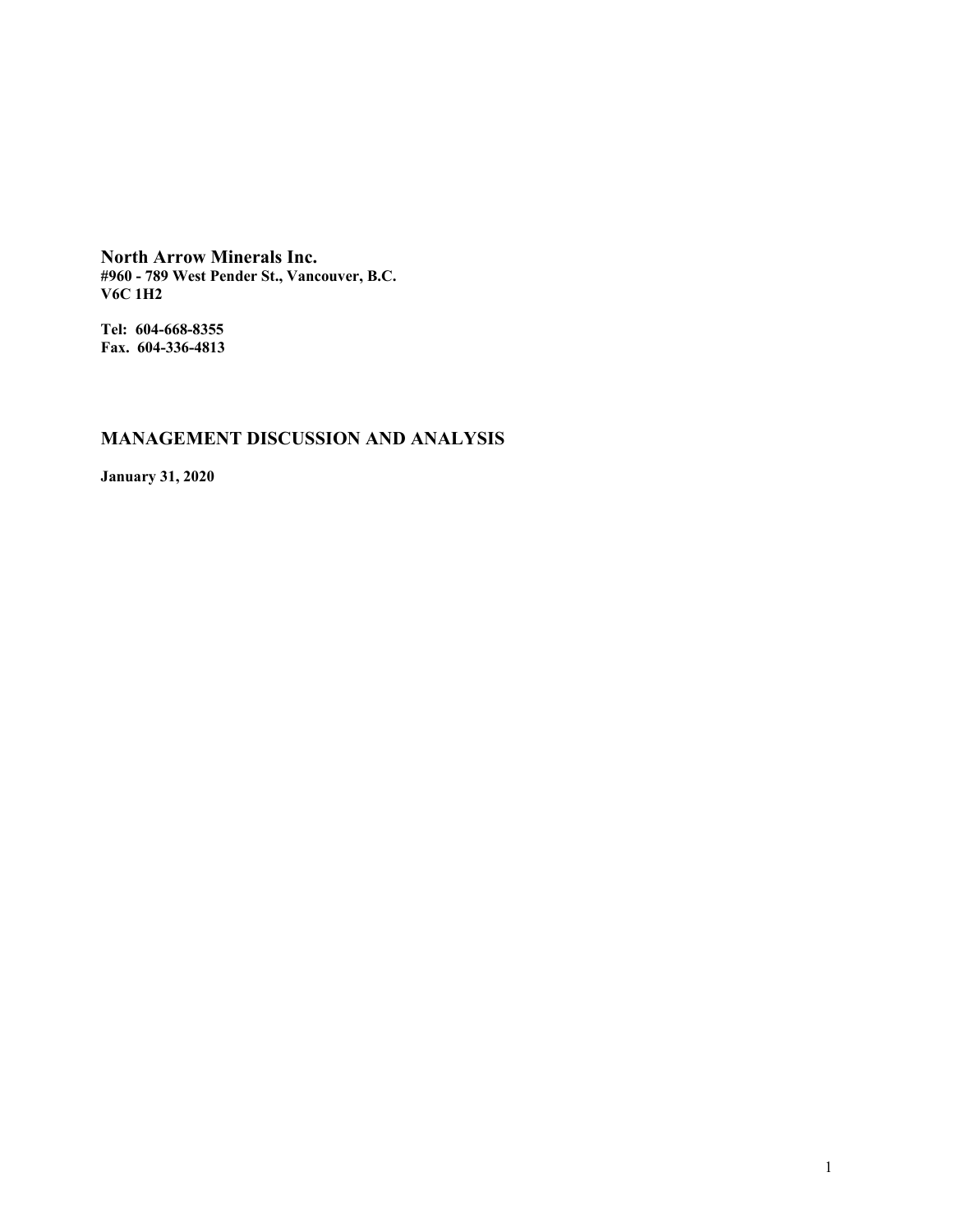**North Arrow Minerals Inc.**
**#960 - 789 West Pender St., Vancouver, B.C.**
**V6C 1H2**

**Tel: 604-668-8355**
**Fax. 604-336-4813**

## MANAGEMENT DISCUSSION AND ANALYSIS

**January 31, 2020**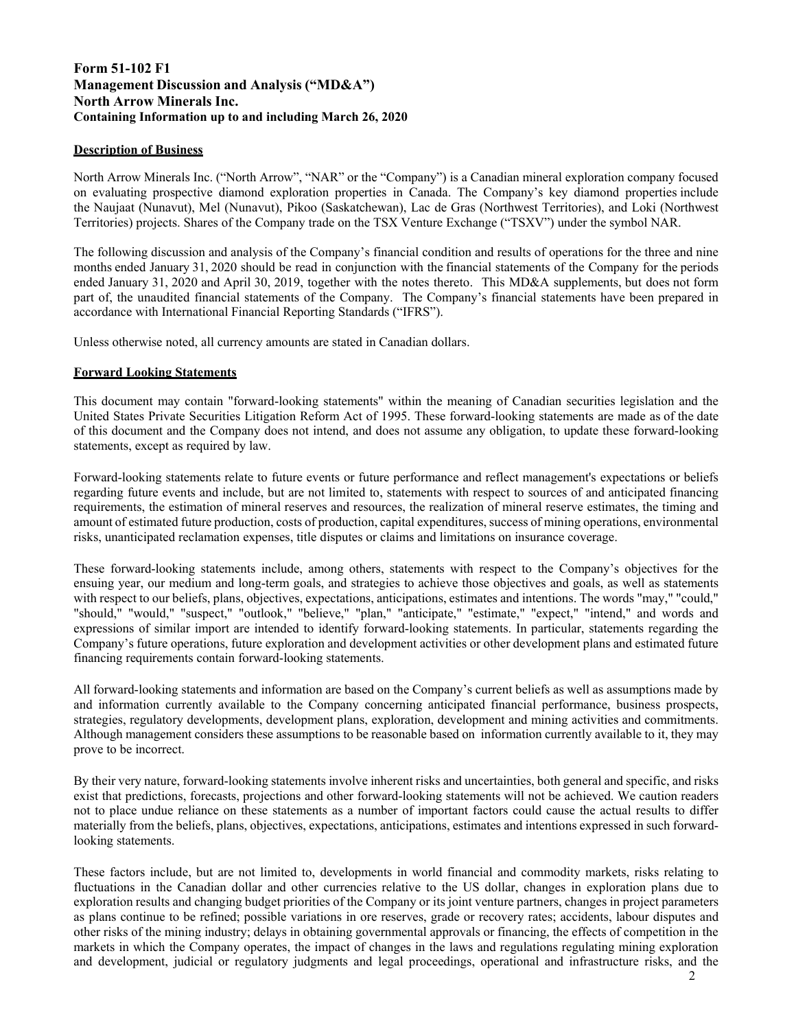**Form 51-102 F1**
**Management Discussion and Analysis ("MD&A")**
**North Arrow Minerals Inc.**
**Containing Information up to and including March 26, 2020**

## Description of Business

North Arrow Minerals Inc. ("North Arrow", "NAR" or the "Company") is a Canadian mineral exploration company focused on evaluating prospective diamond exploration properties in Canada. The Company's key diamond properties include the Naujaat (Nunavut), Mel (Nunavut), Pikoo (Saskatchewan), Lac de Gras (Northwest Territories), and Loki (Northwest Territories) projects. Shares of the Company trade on the TSX Venture Exchange ("TSXV") under the symbol NAR.

The following discussion and analysis of the Company's financial condition and results of operations for the three and nine months ended January 31, 2020 should be read in conjunction with the financial statements of the Company for the periods ended January 31, 2020 and April 30, 2019, together with the notes thereto. This MD&A supplements, but does not form part of, the unaudited financial statements of the Company. The Company's financial statements have been prepared in accordance with International Financial Reporting Standards ("IFRS").

Unless otherwise noted, all currency amounts are stated in Canadian dollars.

## Forward Looking Statements

This document may contain "forward-looking statements" within the meaning of Canadian securities legislation and the United States Private Securities Litigation Reform Act of 1995. These forward-looking statements are made as of the date of this document and the Company does not intend, and does not assume any obligation, to update these forward-looking statements, except as required by law.

Forward-looking statements relate to future events or future performance and reflect management's expectations or beliefs regarding future events and include, but are not limited to, statements with respect to sources of and anticipated financing requirements, the estimation of mineral reserves and resources, the realization of mineral reserve estimates, the timing and amount of estimated future production, costs of production, capital expenditures, success of mining operations, environmental risks, unanticipated reclamation expenses, title disputes or claims and limitations on insurance coverage.

These forward-looking statements include, among others, statements with respect to the Company's objectives for the ensuing year, our medium and long-term goals, and strategies to achieve those objectives and goals, as well as statements with respect to our beliefs, plans, objectives, expectations, anticipations, estimates and intentions. The words "may," "could," "should," "would," "suspect," "outlook," "believe," "plan," "anticipate," "estimate," "expect," "intend," and words and expressions of similar import are intended to identify forward-looking statements. In particular, statements regarding the Company's future operations, future exploration and development activities or other development plans and estimated future financing requirements contain forward-looking statements.

All forward-looking statements and information are based on the Company's current beliefs as well as assumptions made by and information currently available to the Company concerning anticipated financial performance, business prospects, strategies, regulatory developments, development plans, exploration, development and mining activities and commitments. Although management considers these assumptions to be reasonable based on information currently available to it, they may prove to be incorrect.

By their very nature, forward-looking statements involve inherent risks and uncertainties, both general and specific, and risks exist that predictions, forecasts, projections and other forward-looking statements will not be achieved. We caution readers not to place undue reliance on these statements as a number of important factors could cause the actual results to differ materially from the beliefs, plans, objectives, expectations, anticipations, estimates and intentions expressed in such forward-looking statements.

These factors include, but are not limited to, developments in world financial and commodity markets, risks relating to fluctuations in the Canadian dollar and other currencies relative to the US dollar, changes in exploration plans due to exploration results and changing budget priorities of the Company or its joint venture partners, changes in project parameters as plans continue to be refined; possible variations in ore reserves, grade or recovery rates; accidents, labour disputes and other risks of the mining industry; delays in obtaining governmental approvals or financing, the effects of competition in the markets in which the Company operates, the impact of changes in the laws and regulations regulating mining exploration and development, judicial or regulatory judgments and legal proceedings, operational and infrastructure risks, and the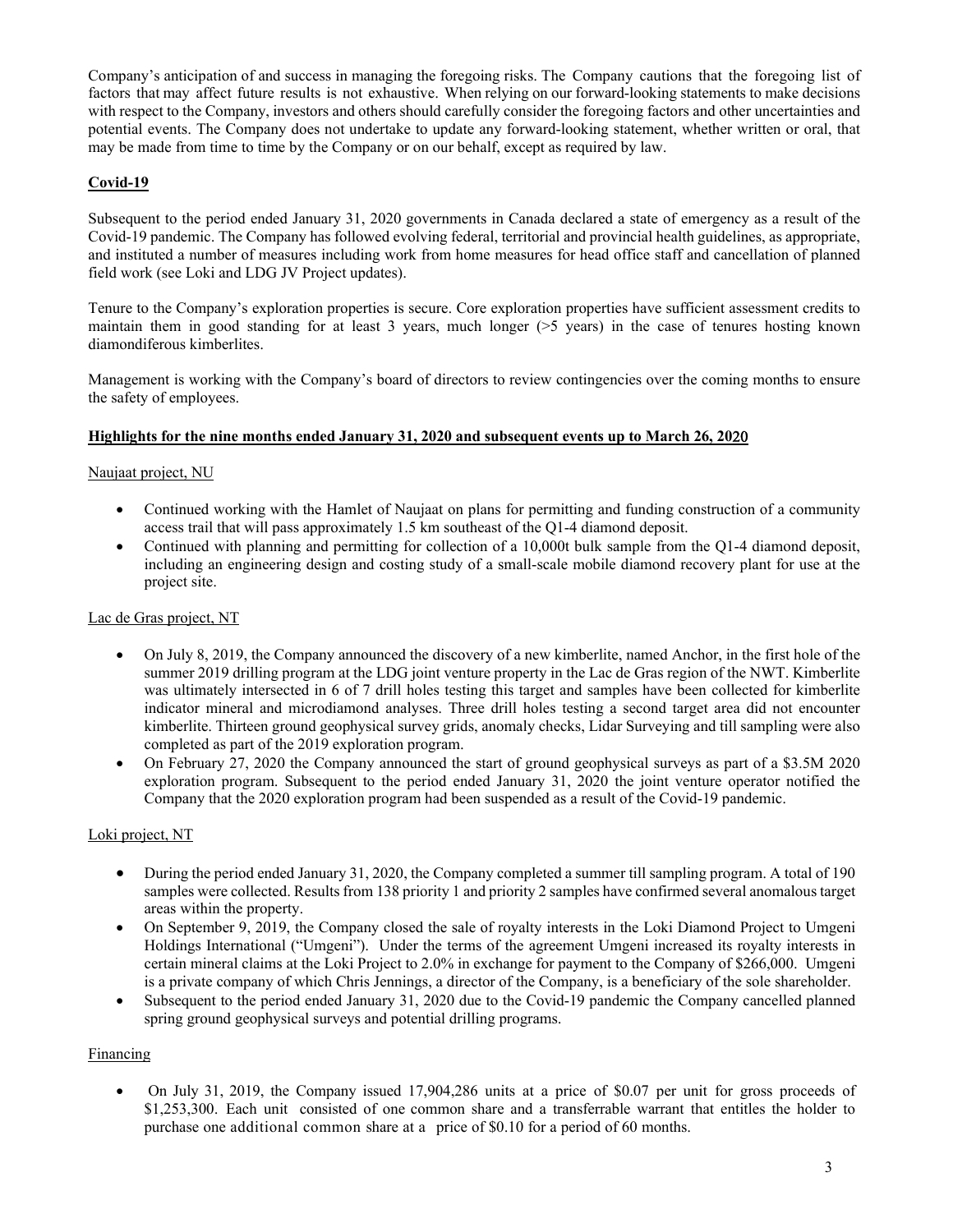Company's anticipation of and success in managing the foregoing risks. The Company cautions that the foregoing list of factors that may affect future results is not exhaustive. When relying on our forward-looking statements to make decisions with respect to the Company, investors and others should carefully consider the foregoing factors and other uncertainties and potential events. The Company does not undertake to update any forward-looking statement, whether written or oral, that may be made from time to time by the Company or on our behalf, except as required by law.

## Covid-19

Subsequent to the period ended January 31, 2020 governments in Canada declared a state of emergency as a result of the Covid-19 pandemic. The Company has followed evolving federal, territorial and provincial health guidelines, as appropriate, and instituted a number of measures including work from home measures for head office staff and cancellation of planned field work (see Loki and LDG JV Project updates).

Tenure to the Company's exploration properties is secure. Core exploration properties have sufficient assessment credits to maintain them in good standing for at least 3 years, much longer (>5 years) in the case of tenures hosting known diamondiferous kimberlites.

Management is working with the Company's board of directors to review contingencies over the coming months to ensure the safety of employees.

## Highlights for the nine months ended January 31, 2020 and subsequent events up to March 26, 2020

Naujaat project, NU

- Continued working with the Hamlet of Naujaat on plans for permitting and funding construction of a community access trail that will pass approximately 1.5 km southeast of the Q1-4 diamond deposit.
- Continued with planning and permitting for collection of a 10,000t bulk sample from the Q1-4 diamond deposit, including an engineering design and costing study of a small-scale mobile diamond recovery plant for use at the project site.

Lac de Gras project, NT

- On July 8, 2019, the Company announced the discovery of a new kimberlite, named Anchor, in the first hole of the summer 2019 drilling program at the LDG joint venture property in the Lac de Gras region of the NWT. Kimberlite was ultimately intersected in 6 of 7 drill holes testing this target and samples have been collected for kimberlite indicator mineral and microdiamond analyses. Three drill holes testing a second target area did not encounter kimberlite. Thirteen ground geophysical survey grids, anomaly checks, Lidar Surveying and till sampling were also completed as part of the 2019 exploration program.
- On February 27, 2020 the Company announced the start of ground geophysical surveys as part of a $3.5M 2020 exploration program. Subsequent to the period ended January 31, 2020 the joint venture operator notified the Company that the 2020 exploration program had been suspended as a result of the Covid-19 pandemic.

Loki project, NT

- During the period ended January 31, 2020, the Company completed a summer till sampling program. A total of 190 samples were collected. Results from 138 priority 1 and priority 2 samples have confirmed several anomalous target areas within the property.
- On September 9, 2019, the Company closed the sale of royalty interests in the Loki Diamond Project to Umgeni Holdings International ("Umgeni"). Under the terms of the agreement Umgeni increased its royalty interests in certain mineral claims at the Loki Project to 2.0% in exchange for payment to the Company of $266,000. Umgeni is a private company of which Chris Jennings, a director of the Company, is a beneficiary of the sole shareholder.
- Subsequent to the period ended January 31, 2020 due to the Covid-19 pandemic the Company cancelled planned spring ground geophysical surveys and potential drilling programs.

Financing

- On July 31, 2019, the Company issued 17,904,286 units at a price of $0.07 per unit for gross proceeds of $1,253,300. Each unit consisted of one common share and a transferrable warrant that entitles the holder to purchase one additional common share at a price of $0.10 for a period of 60 months.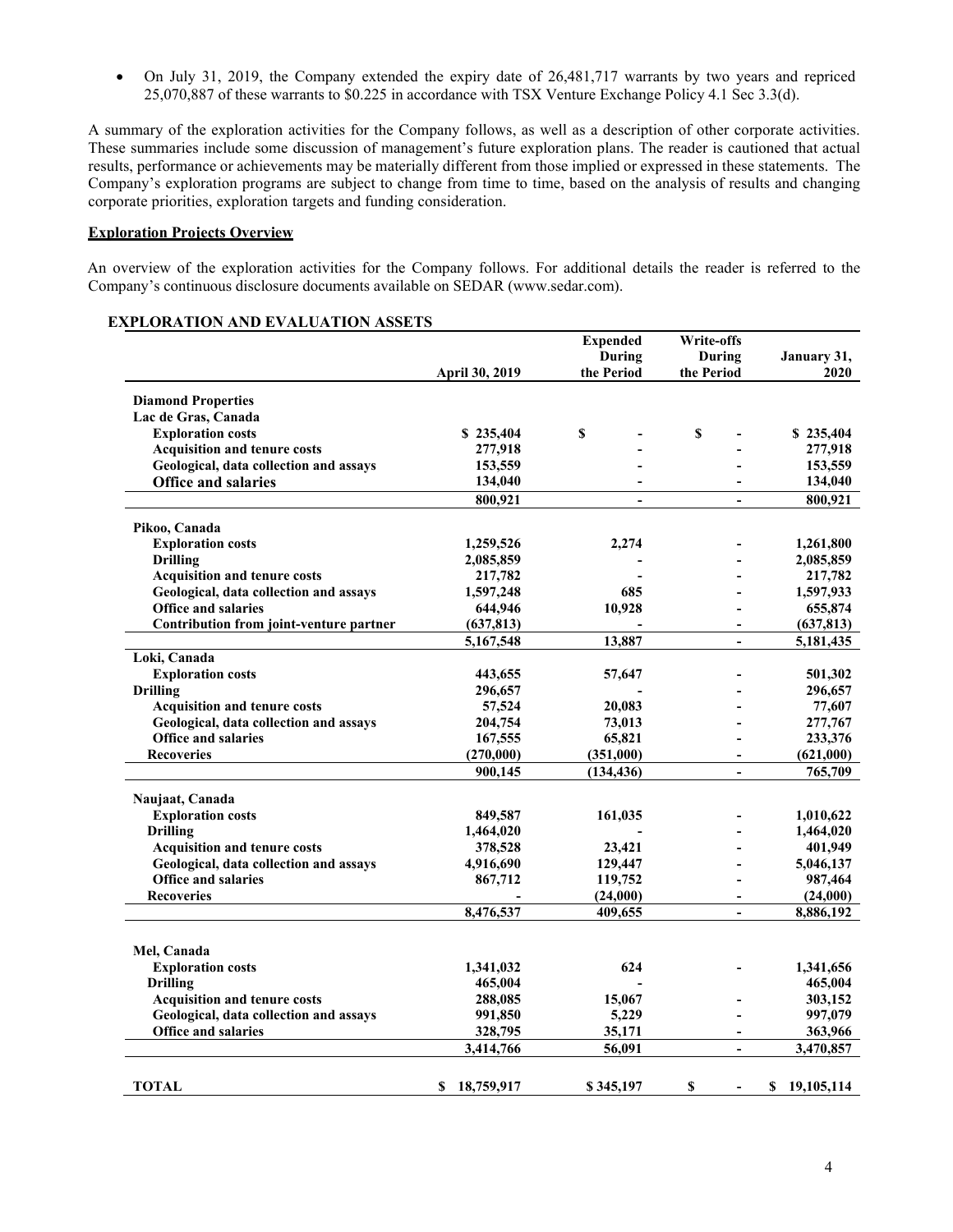- On July 31, 2019, the Company extended the expiry date of 26,481,717 warrants by two years and repriced 25,070,887 of these warrants to $0.225 in accordance with TSX Venture Exchange Policy 4.1 Sec 3.3(d).

A summary of the exploration activities for the Company follows, as well as a description of other corporate activities. These summaries include some discussion of management's future exploration plans. The reader is cautioned that actual results, performance or achievements may be materially different from those implied or expressed in these statements. The Company's exploration programs are subject to change from time to time, based on the analysis of results and changing corporate priorities, exploration targets and funding consideration.

**Exploration Projects Overview**

An overview of the exploration activities for the Company follows. For additional details the reader is referred to the Company's continuous disclosure documents available on SEDAR (www.sedar.com).

**EXPLORATION AND EVALUATION ASSETS**

| | April 30, 2019 | Expended During the Period | Write-offs During the Period | January 31, 2020 |
|---|---|---|---|---|
| **Diamond Properties** | | | | |
| **Lac de Gras, Canada** | | | | |
| Exploration costs | $ 235,404 | $ - | $ - | $ 235,404 |
| Acquisition and tenure costs | 277,918 | - | - | 277,918 |
| Geological, data collection and assays | 153,559 | - | - | 153,559 |
| Office and salaries | 134,040 | - | - | 134,040 |
| | 800,921 | - | - | 800,921 |
| **Pikoo, Canada** | | | | |
| Exploration costs | 1,259,526 | 2,274 | - | 1,261,800 |
| Drilling | 2,085,859 | - | - | 2,085,859 |
| Acquisition and tenure costs | 217,782 | - | - | 217,782 |
| Geological, data collection and assays | 1,597,248 | 685 | - | 1,597,933 |
| Office and salaries | 644,946 | 10,928 | - | 655,874 |
| Contribution from joint-venture partner | (637,813) | - | - | (637,813) |
| | 5,167,548 | 13,887 | - | 5,181,435 |
| **Loki, Canada** | | | | |
| Exploration costs | 443,655 | 57,647 | - | 501,302 |
| Drilling | 296,657 | - | - | 296,657 |
| Acquisition and tenure costs | 57,524 | 20,083 | - | 77,607 |
| Geological, data collection and assays | 204,754 | 73,013 | - | 277,767 |
| Office and salaries | 167,555 | 65,821 | - | 233,376 |
| Recoveries | (270,000) | (351,000) | - | (621,000) |
| | 900,145 | (134,436) | - | 765,709 |
| **Naujaat, Canada** | | | | |
| Exploration costs | 849,587 | 161,035 | - | 1,010,622 |
| Drilling | 1,464,020 | - | - | 1,464,020 |
| Acquisition and tenure costs | 378,528 | 23,421 | - | 401,949 |
| Geological, data collection and assays | 4,916,690 | 129,447 | - | 5,046,137 |
| Office and salaries | 867,712 | 119,752 | - | 987,464 |
| Recoveries | - | (24,000) | - | (24,000) |
| | 8,476,537 | 409,655 | - | 8,886,192 |
| **Mel, Canada** | | | | |
| Exploration costs | 1,341,032 | 624 | - | 1,341,656 |
| Drilling | 465,004 | - | - | 465,004 |
| Acquisition and tenure costs | 288,085 | 15,067 | - | 303,152 |
| Geological, data collection and assays | 991,850 | 5,229 | - | 997,079 |
| Office and salaries | 328,795 | 35,171 | - | 363,966 |
| | 3,414,766 | 56,091 | - | 3,470,857 |
| **TOTAL** | $ 18,759,917 | $ 345,197 | $ - | $ 19,105,114 |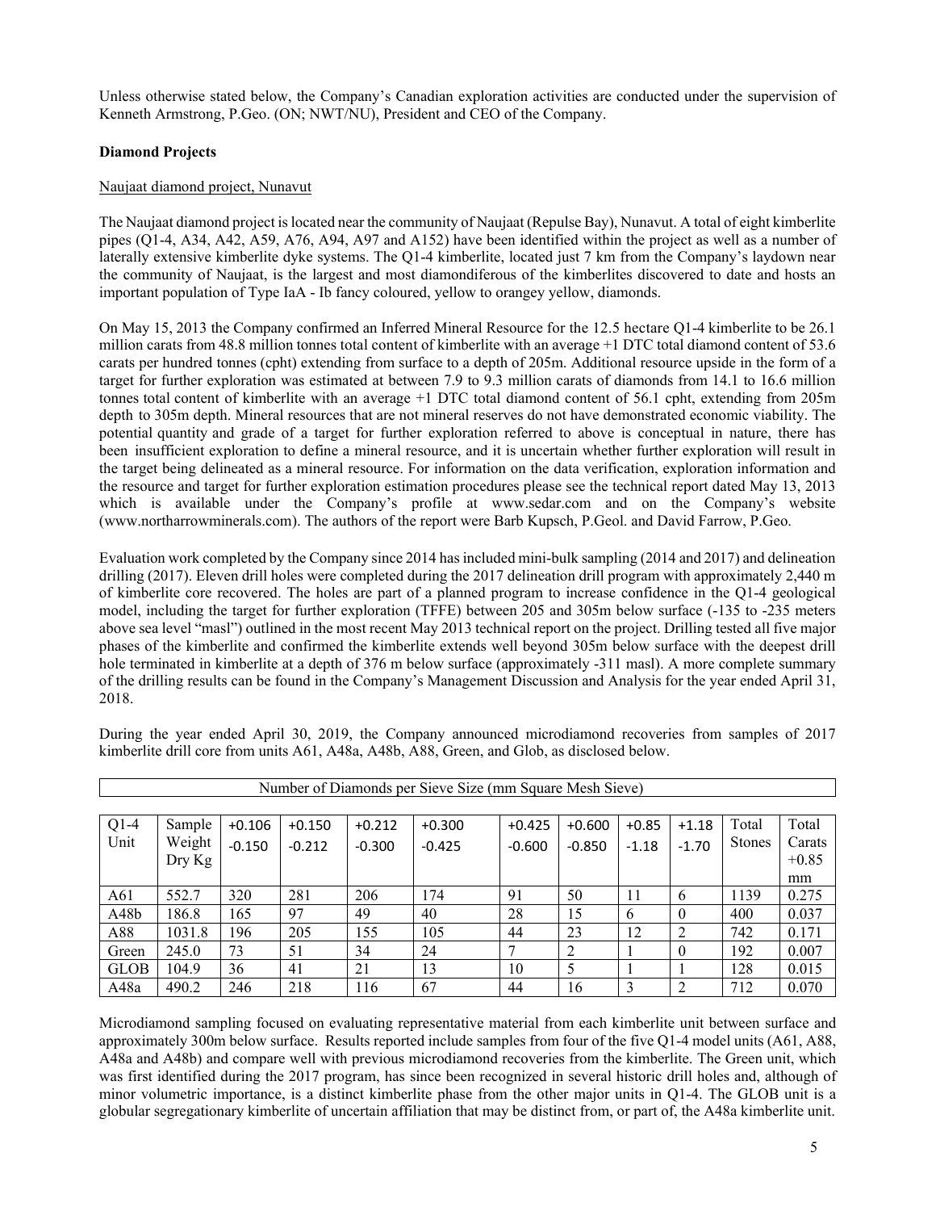Unless otherwise stated below, the Company's Canadian exploration activities are conducted under the supervision of Kenneth Armstrong, P.Geo. (ON; NWT/NU), President and CEO of the Company.

**Diamond Projects**

Naujaat diamond project, Nunavut

The Naujaat diamond project is located near the community of Naujaat (Repulse Bay), Nunavut. A total of eight kimberlite pipes (Q1-4, A34, A42, A59, A76, A94, A97 and A152) have been identified within the project as well as a number of laterally extensive kimberlite dyke systems. The Q1-4 kimberlite, located just 7 km from the Company's laydown near the community of Naujaat, is the largest and most diamondiferous of the kimberlites discovered to date and hosts an important population of Type IaA - Ib fancy coloured, yellow to orangey yellow, diamonds.

On May 15, 2013 the Company confirmed an Inferred Mineral Resource for the 12.5 hectare Q1-4 kimberlite to be 26.1 million carats from 48.8 million tonnes total content of kimberlite with an average +1 DTC total diamond content of 53.6 carats per hundred tonnes (cpht) extending from surface to a depth of 205m. Additional resource upside in the form of a target for further exploration was estimated at between 7.9 to 9.3 million carats of diamonds from 14.1 to 16.6 million tonnes total content of kimberlite with an average +1 DTC total diamond content of 56.1 cpht, extending from 205m depth to 305m depth. Mineral resources that are not mineral reserves do not have demonstrated economic viability. The potential quantity and grade of a target for further exploration referred to above is conceptual in nature, there has been insufficient exploration to define a mineral resource, and it is uncertain whether further exploration will result in the target being delineated as a mineral resource. For information on the data verification, exploration information and the resource and target for further exploration estimation procedures please see the technical report dated May 13, 2013 which is available under the Company's profile at www.sedar.com and on the Company's website (www.northarrowminerals.com). The authors of the report were Barb Kupsch, P.Geol. and David Farrow, P.Geo.

Evaluation work completed by the Company since 2014 has included mini-bulk sampling (2014 and 2017) and delineation drilling (2017). Eleven drill holes were completed during the 2017 delineation drill program with approximately 2,440 m of kimberlite core recovered. The holes are part of a planned program to increase confidence in the Q1-4 geological model, including the target for further exploration (TFFE) between 205 and 305m below surface (-135 to -235 meters above sea level "masl") outlined in the most recent May 2013 technical report on the project. Drilling tested all five major phases of the kimberlite and confirmed the kimberlite extends well beyond 305m below surface with the deepest drill hole terminated in kimberlite at a depth of 376 m below surface (approximately -311 masl). A more complete summary of the drilling results can be found in the Company's Management Discussion and Analysis for the year ended April 31, 2018.

During the year ended April 30, 2019, the Company announced microdiamond recoveries from samples of 2017 kimberlite drill core from units A61, A48a, A48b, A88, Green, and Glob, as disclosed below.

| Number of Diamonds per Sieve Size (mm Square Mesh Sieve) | | | | | | | | | | | |
|---|---|---|---|---|---|---|---|---|---|---|---|
| Q1-4 Unit | Sample Weight Dry Kg | +0.106 -0.150 | +0.150 -0.212 | +0.212 -0.300 | +0.300 -0.425 | +0.425 -0.600 | +0.600 -0.850 | +0.85 -1.18 | +1.18 -1.70 | Total Stones | Total Carats +0.85 mm |
| A61 | 552.7 | 320 | 281 | 206 | 174 | 91 | 50 | 11 | 6 | 1139 | 0.275 |
| A48b | 186.8 | 165 | 97 | 49 | 40 | 28 | 15 | 6 | 0 | 400 | 0.037 |
| A88 | 1031.8 | 196 | 205 | 155 | 105 | 44 | 23 | 12 | 2 | 742 | 0.171 |
| Green | 245.0 | 73 | 51 | 34 | 24 | 7 | 2 | 1 | 0 | 192 | 0.007 |
| GLOB | 104.9 | 36 | 41 | 21 | 13 | 10 | 5 | 1 | 1 | 128 | 0.015 |
| A48a | 490.2 | 246 | 218 | 116 | 67 | 44 | 16 | 3 | 2 | 712 | 0.070 |

Microdiamond sampling focused on evaluating representative material from each kimberlite unit between surface and approximately 300m below surface. Results reported include samples from four of the five Q1-4 model units (A61, A88, A48a and A48b) and compare well with previous microdiamond recoveries from the kimberlite. The Green unit, which was first identified during the 2017 program, has since been recognized in several historic drill holes and, although of minor volumetric importance, is a distinct kimberlite phase from the other major units in Q1-4. The GLOB unit is a globular segregationary kimberlite of uncertain affiliation that may be distinct from, or part of, the A48a kimberlite unit.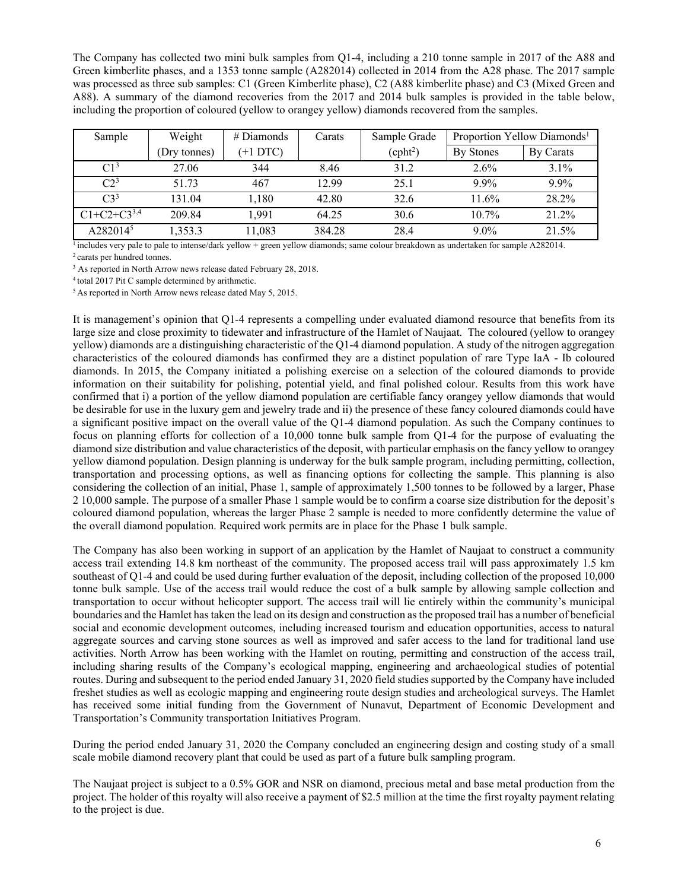The Company has collected two mini bulk samples from Q1-4, including a 210 tonne sample in 2017 of the A88 and Green kimberlite phases, and a 1353 tonne sample (A282014) collected in 2014 from the A28 phase. The 2017 sample was processed as three sub samples: C1 (Green Kimberlite phase), C2 (A88 kimberlite phase) and C3 (Mixed Green and A88). A summary of the diamond recoveries from the 2017 and 2014 bulk samples is provided in the table below, including the proportion of coloured (yellow to orangey yellow) diamonds recovered from the samples.

| Sample | Weight | # Diamonds | Carats | Sample Grade | Proportion Yellow Diamonds[1] | |
|---|---|---|---|---|---|---|
| | (Dry tonnes) | (+1 DTC) | | (cpht[2]) | By Stones | By Carats |
| C1[3] | 27.06 | 344 | 8.46 | 31.2 | 2.6% | 3.1% |
| C2[3] | 51.73 | 467 | 12.99 | 25.1 | 9.9% | 9.9% |
| C3[3] | 131.04 | 1,180 | 42.80 | 32.6 | 11.6% | 28.2% |
| C1+C2+C3[3,4] | 209.84 | 1,991 | 64.25 | 30.6 | 10.7% | 21.2% |
| A282014[5] | 1,353.3 | 11,083 | 384.28 | 28.4 | 9.0% | 21.5% |

[1] includes very pale to pale to intense/dark yellow + green yellow diamonds; same colour breakdown as undertaken for sample A282014.
[2] carats per hundred tonnes.
[3] As reported in North Arrow news release dated February 28, 2018.
[4] total 2017 Pit C sample determined by arithmetic.
[5] As reported in North Arrow news release dated May 5, 2015.

It is management's opinion that Q1-4 represents a compelling under evaluated diamond resource that benefits from its large size and close proximity to tidewater and infrastructure of the Hamlet of Naujaat. The coloured (yellow to orangey yellow) diamonds are a distinguishing characteristic of the Q1-4 diamond population. A study of the nitrogen aggregation characteristics of the coloured diamonds has confirmed they are a distinct population of rare Type IaA - Ib coloured diamonds. In 2015, the Company initiated a polishing exercise on a selection of the coloured diamonds to provide information on their suitability for polishing, potential yield, and final polished colour. Results from this work have confirmed that i) a portion of the yellow diamond population are certifiable fancy orangey yellow diamonds that would be desirable for use in the luxury gem and jewelry trade and ii) the presence of these fancy coloured diamonds could have a significant positive impact on the overall value of the Q1-4 diamond population. As such the Company continues to focus on planning efforts for collection of a 10,000 tonne bulk sample from Q1-4 for the purpose of evaluating the diamond size distribution and value characteristics of the deposit, with particular emphasis on the fancy yellow to orangey yellow diamond population. Design planning is underway for the bulk sample program, including permitting, collection, transportation and processing options, as well as financing options for collecting the sample. This planning is also considering the collection of an initial, Phase 1, sample of approximately 1,500 tonnes to be followed by a larger, Phase 2 10,000 sample. The purpose of a smaller Phase 1 sample would be to confirm a coarse size distribution for the deposit's coloured diamond population, whereas the larger Phase 2 sample is needed to more confidently determine the value of the overall diamond population. Required work permits are in place for the Phase 1 bulk sample.

The Company has also been working in support of an application by the Hamlet of Naujaat to construct a community access trail extending 14.8 km northeast of the community. The proposed access trail will pass approximately 1.5 km southeast of Q1-4 and could be used during further evaluation of the deposit, including collection of the proposed 10,000 tonne bulk sample. Use of the access trail would reduce the cost of a bulk sample by allowing sample collection and transportation to occur without helicopter support. The access trail will lie entirely within the community's municipal boundaries and the Hamlet has taken the lead on its design and construction as the proposed trail has a number of beneficial social and economic development outcomes, including increased tourism and education opportunities, access to natural aggregate sources and carving stone sources as well as improved and safer access to the land for traditional land use activities. North Arrow has been working with the Hamlet on routing, permitting and construction of the access trail, including sharing results of the Company's ecological mapping, engineering and archaeological studies of potential routes. During and subsequent to the period ended January 31, 2020 field studies supported by the Company have included freshet studies as well as ecologic mapping and engineering route design studies and archeological surveys. The Hamlet has received some initial funding from the Government of Nunavut, Department of Economic Development and Transportation's Community transportation Initiatives Program.

During the period ended January 31, 2020 the Company concluded an engineering design and costing study of a small scale mobile diamond recovery plant that could be used as part of a future bulk sampling program.

The Naujaat project is subject to a 0.5% GOR and NSR on diamond, precious metal and base metal production from the project. The holder of this royalty will also receive a payment of $2.5 million at the time the first royalty payment relating to the project is due.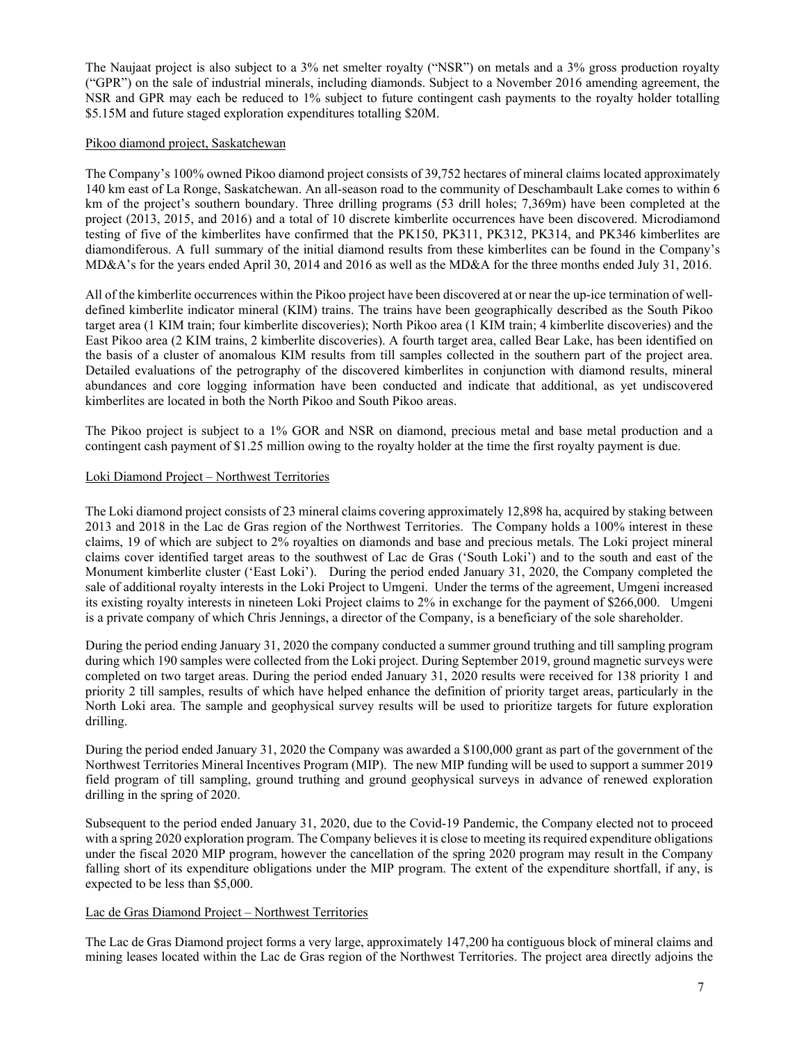The Naujaat project is also subject to a 3% net smelter royalty ("NSR") on metals and a 3% gross production royalty ("GPR") on the sale of industrial minerals, including diamonds. Subject to a November 2016 amending agreement, the NSR and GPR may each be reduced to 1% subject to future contingent cash payments to the royalty holder totalling \$5.15M and future staged exploration expenditures totalling \$20M.

## Pikoo diamond project, Saskatchewan

The Company's 100% owned Pikoo diamond project consists of 39,752 hectares of mineral claims located approximately 140 km east of La Ronge, Saskatchewan. An all-season road to the community of Deschambault Lake comes to within 6 km of the project's southern boundary. Three drilling programs (53 drill holes; 7,369m) have been completed at the project (2013, 2015, and 2016) and a total of 10 discrete kimberlite occurrences have been discovered. Microdiamond testing of five of the kimberlites have confirmed that the PK150, PK311, PK312, PK314, and PK346 kimberlites are diamondiferous. A full summary of the initial diamond results from these kimberlites can be found in the Company's MD&A's for the years ended April 30, 2014 and 2016 as well as the MD&A for the three months ended July 31, 2016.

All of the kimberlite occurrences within the Pikoo project have been discovered at or near the up-ice termination of well-defined kimberlite indicator mineral (KIM) trains. The trains have been geographically described as the South Pikoo target area (1 KIM train; four kimberlite discoveries); North Pikoo area (1 KIM train; 4 kimberlite discoveries) and the East Pikoo area (2 KIM trains, 2 kimberlite discoveries). A fourth target area, called Bear Lake, has been identified on the basis of a cluster of anomalous KIM results from till samples collected in the southern part of the project area. Detailed evaluations of the petrography of the discovered kimberlites in conjunction with diamond results, mineral abundances and core logging information have been conducted and indicate that additional, as yet undiscovered kimberlites are located in both the North Pikoo and South Pikoo areas.

The Pikoo project is subject to a 1% GOR and NSR on diamond, precious metal and base metal production and a contingent cash payment of \$1.25 million owing to the royalty holder at the time the first royalty payment is due.

## Loki Diamond Project – Northwest Territories

The Loki diamond project consists of 23 mineral claims covering approximately 12,898 ha, acquired by staking between 2013 and 2018 in the Lac de Gras region of the Northwest Territories. The Company holds a 100% interest in these claims, 19 of which are subject to 2% royalties on diamonds and base and precious metals. The Loki project mineral claims cover identified target areas to the southwest of Lac de Gras ('South Loki') and to the south and east of the Monument kimberlite cluster ('East Loki'). During the period ended January 31, 2020, the Company completed the sale of additional royalty interests in the Loki Project to Umgeni. Under the terms of the agreement, Umgeni increased its existing royalty interests in nineteen Loki Project claims to 2% in exchange for the payment of \$266,000. Umgeni is a private company of which Chris Jennings, a director of the Company, is a beneficiary of the sole shareholder.

During the period ending January 31, 2020 the company conducted a summer ground truthing and till sampling program during which 190 samples were collected from the Loki project. During September 2019, ground magnetic surveys were completed on two target areas. During the period ended January 31, 2020 results were received for 138 priority 1 and priority 2 till samples, results of which have helped enhance the definition of priority target areas, particularly in the North Loki area. The sample and geophysical survey results will be used to prioritize targets for future exploration drilling.

During the period ended January 31, 2020 the Company was awarded a \$100,000 grant as part of the government of the Northwest Territories Mineral Incentives Program (MIP). The new MIP funding will be used to support a summer 2019 field program of till sampling, ground truthing and ground geophysical surveys in advance of renewed exploration drilling in the spring of 2020.

Subsequent to the period ended January 31, 2020, due to the Covid-19 Pandemic, the Company elected not to proceed with a spring 2020 exploration program. The Company believes it is close to meeting its required expenditure obligations under the fiscal 2020 MIP program, however the cancellation of the spring 2020 program may result in the Company falling short of its expenditure obligations under the MIP program. The extent of the expenditure shortfall, if any, is expected to be less than \$5,000.

## Lac de Gras Diamond Project – Northwest Territories

The Lac de Gras Diamond project forms a very large, approximately 147,200 ha contiguous block of mineral claims and mining leases located within the Lac de Gras region of the Northwest Territories. The project area directly adjoins the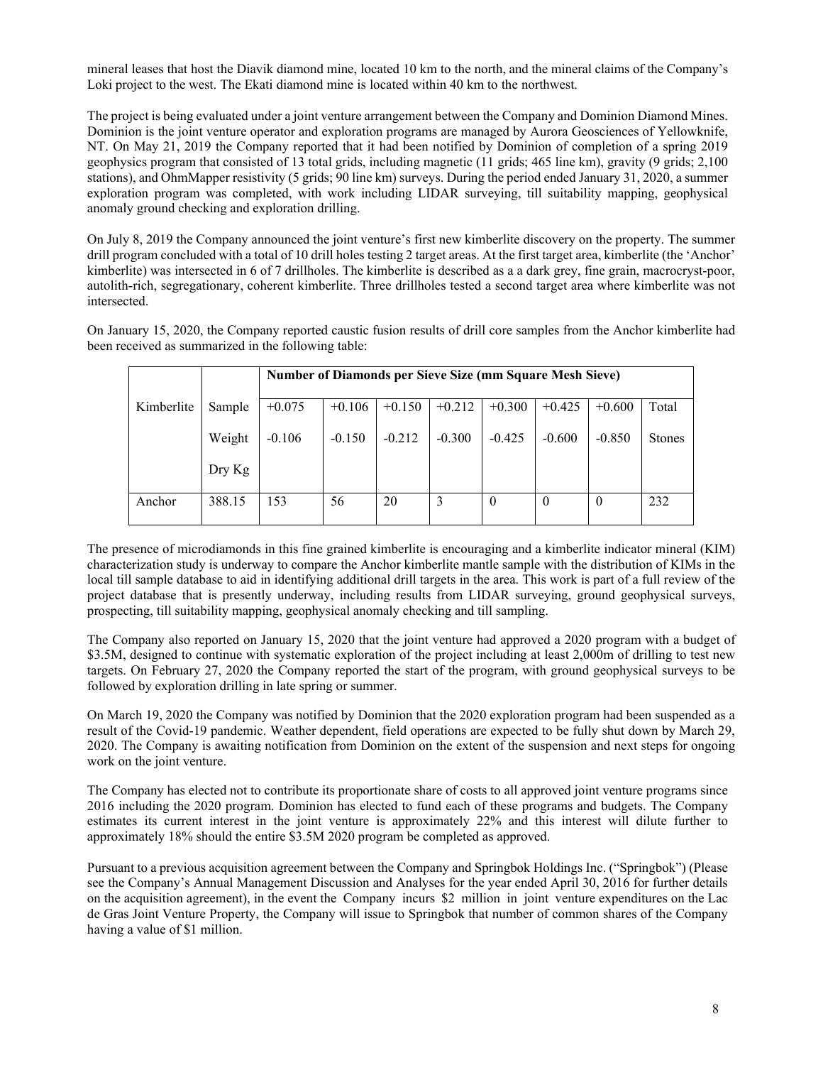mineral leases that host the Diavik diamond mine, located 10 km to the north, and the mineral claims of the Company's Loki project to the west. The Ekati diamond mine is located within 40 km to the northwest.

The project is being evaluated under a joint venture arrangement between the Company and Dominion Diamond Mines. Dominion is the joint venture operator and exploration programs are managed by Aurora Geosciences of Yellowknife, NT. On May 21, 2019 the Company reported that it had been notified by Dominion of completion of a spring 2019 geophysics program that consisted of 13 total grids, including magnetic (11 grids; 465 line km), gravity (9 grids; 2,100 stations), and OhmMapper resistivity (5 grids; 90 line km) surveys. During the period ended January 31, 2020, a summer exploration program was completed, with work including LIDAR surveying, till suitability mapping, geophysical anomaly ground checking and exploration drilling.

On July 8, 2019 the Company announced the joint venture's first new kimberlite discovery on the property. The summer drill program concluded with a total of 10 drill holes testing 2 target areas. At the first target area, kimberlite (the 'Anchor' kimberlite) was intersected in 6 of 7 drillholes. The kimberlite is described as a a dark grey, fine grain, macrocryst-poor, autolith-rich, segregationary, coherent kimberlite. Three drillholes tested a second target area where kimberlite was not intersected.

On January 15, 2020, the Company reported caustic fusion results of drill core samples from the Anchor kimberlite had been received as summarized in the following table:

| | | **Number of Diamonds per Sieve Size (mm Square Mesh Sieve)** | | | | | | | |
|---|---|---|---|---|---|---|---|---|---|
| Kimberlite | Sample Weight Dry Kg | +0.075 -0.106 | +0.106 -0.150 | +0.150 -0.212 | +0.212 -0.300 | +0.300 -0.425 | +0.425 -0.600 | +0.600 -0.850 | Total Stones |
| Anchor | 388.15 | 153 | 56 | 20 | 3 | 0 | 0 | 0 | 232 |

The presence of microdiamonds in this fine grained kimberlite is encouraging and a kimberlite indicator mineral (KIM) characterization study is underway to compare the Anchor kimberlite mantle sample with the distribution of KIMs in the local till sample database to aid in identifying additional drill targets in the area. This work is part of a full review of the project database that is presently underway, including results from LIDAR surveying, ground geophysical surveys, prospecting, till suitability mapping, geophysical anomaly checking and till sampling.

The Company also reported on January 15, 2020 that the joint venture had approved a 2020 program with a budget of \$3.5M, designed to continue with systematic exploration of the project including at least 2,000m of drilling to test new targets. On February 27, 2020 the Company reported the start of the program, with ground geophysical surveys to be followed by exploration drilling in late spring or summer.

On March 19, 2020 the Company was notified by Dominion that the 2020 exploration program had been suspended as a result of the Covid-19 pandemic. Weather dependent, field operations are expected to be fully shut down by March 29, 2020. The Company is awaiting notification from Dominion on the extent of the suspension and next steps for ongoing work on the joint venture.

The Company has elected not to contribute its proportionate share of costs to all approved joint venture programs since 2016 including the 2020 program. Dominion has elected to fund each of these programs and budgets. The Company estimates its current interest in the joint venture is approximately 22% and this interest will dilute further to approximately 18% should the entire \$3.5M 2020 program be completed as approved.

Pursuant to a previous acquisition agreement between the Company and Springbok Holdings Inc. ("Springbok") (Please see the Company's Annual Management Discussion and Analyses for the year ended April 30, 2016 for further details on the acquisition agreement), in the event the Company incurs \$2 million in joint venture expenditures on the Lac de Gras Joint Venture Property, the Company will issue to Springbok that number of common shares of the Company having a value of \$1 million.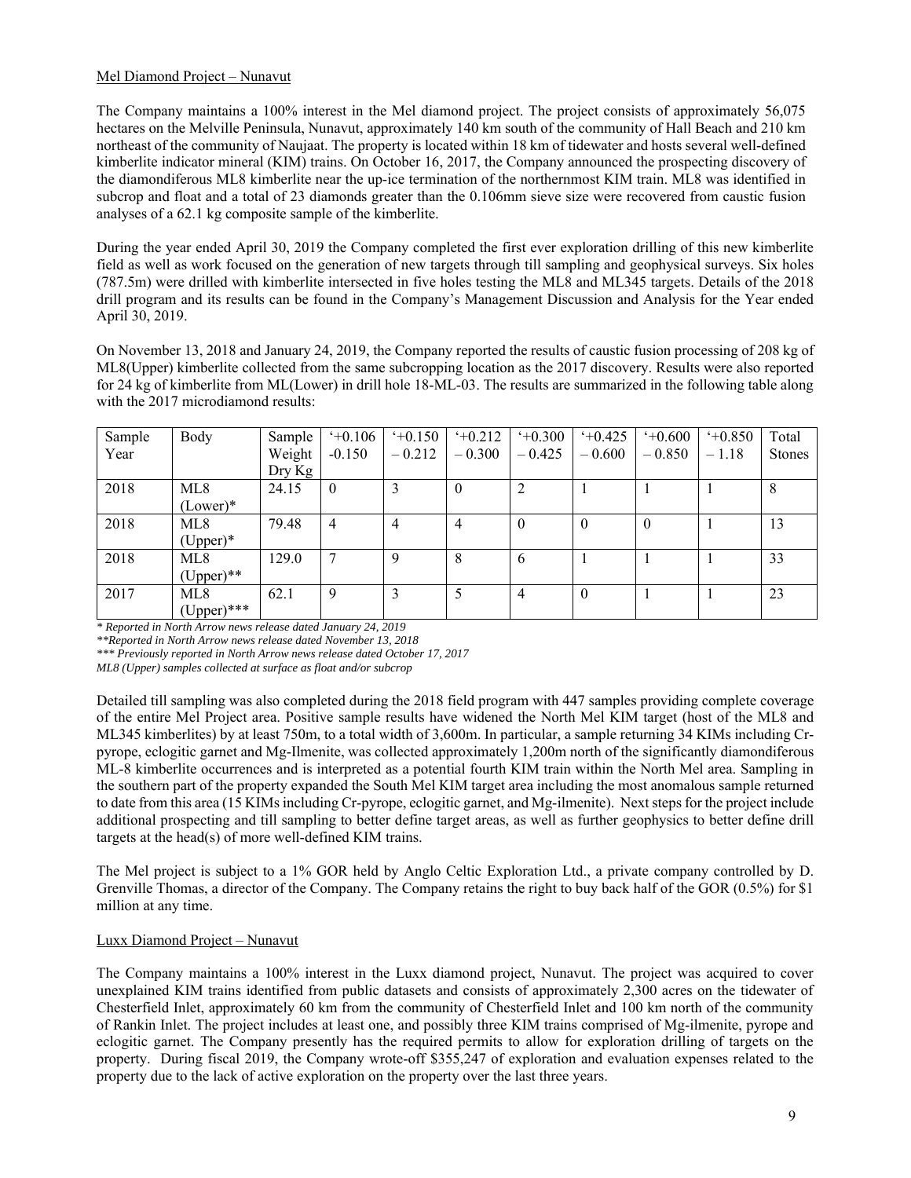Mel Diamond Project – Nunavut

The Company maintains a 100% interest in the Mel diamond project. The project consists of approximately 56,075 hectares on the Melville Peninsula, Nunavut, approximately 140 km south of the community of Hall Beach and 210 km northeast of the community of Naujaat. The property is located within 18 km of tidewater and hosts several well-defined kimberlite indicator mineral (KIM) trains. On October 16, 2017, the Company announced the prospecting discovery of the diamondiferous ML8 kimberlite near the up-ice termination of the northernmost KIM train. ML8 was identified in subcrop and float and a total of 23 diamonds greater than the 0.106mm sieve size were recovered from caustic fusion analyses of a 62.1 kg composite sample of the kimberlite.

During the year ended April 30, 2019 the Company completed the first ever exploration drilling of this new kimberlite field as well as work focused on the generation of new targets through till sampling and geophysical surveys. Six holes (787.5m) were drilled with kimberlite intersected in five holes testing the ML8 and ML345 targets. Details of the 2018 drill program and its results can be found in the Company's Management Discussion and Analysis for the Year ended April 30, 2019.

On November 13, 2018 and January 24, 2019, the Company reported the results of caustic fusion processing of 208 kg of ML8(Upper) kimberlite collected from the same subcropping location as the 2017 discovery. Results were also reported for 24 kg of kimberlite from ML(Lower) in drill hole 18-ML-03. The results are summarized in the following table along with the 2017 microdiamond results:

| Sample Year | Body | Sample Weight Dry Kg | '+0.106 -0.150 | '+0.150 – 0.212 | '+0.212 – 0.300 | '+0.300 – 0.425 | '+0.425 – 0.600 | '+0.600 – 0.850 | '+0.850 – 1.18 | Total Stones |
|---|---|---|---|---|---|---|---|---|---|---|
| 2018 | ML8 (Lower)* | 24.15 | 0 | 3 | 0 | 2 | 1 | 1 | 1 | 8 |
| 2018 | ML8 (Upper)* | 79.48 | 4 | 4 | 4 | 0 | 0 | 0 | 1 | 13 |
| 2018 | ML8 (Upper)** | 129.0 | 7 | 9 | 8 | 6 | 1 | 1 | 1 | 33 |
| 2017 | ML8 (Upper)*** | 62.1 | 9 | 3 | 5 | 4 | 0 | 1 | 1 | 23 |

*\* Reported in North Arrow news release dated January 24, 2019*

*\*\*Reported in North Arrow news release dated November 13, 2018*

*\*\*\* Previously reported in North Arrow news release dated October 17, 2017*

*ML8 (Upper) samples collected at surface as float and/or subcrop*

Detailed till sampling was also completed during the 2018 field program with 447 samples providing complete coverage of the entire Mel Project area. Positive sample results have widened the North Mel KIM target (host of the ML8 and ML345 kimberlites) by at least 750m, to a total width of 3,600m. In particular, a sample returning 34 KIMs including Cr-pyrope, eclogitic garnet and Mg-Ilmenite, was collected approximately 1,200m north of the significantly diamondiferous ML-8 kimberlite occurrences and is interpreted as a potential fourth KIM train within the North Mel area. Sampling in the southern part of the property expanded the South Mel KIM target area including the most anomalous sample returned to date from this area (15 KIMs including Cr-pyrope, eclogitic garnet, and Mg-ilmenite). Next steps for the project include additional prospecting and till sampling to better define target areas, as well as further geophysics to better define drill targets at the head(s) of more well-defined KIM trains.

The Mel project is subject to a 1% GOR held by Anglo Celtic Exploration Ltd., a private company controlled by D. Grenville Thomas, a director of the Company. The Company retains the right to buy back half of the GOR (0.5%) for $1 million at any time.

Luxx Diamond Project – Nunavut

The Company maintains a 100% interest in the Luxx diamond project, Nunavut. The project was acquired to cover unexplained KIM trains identified from public datasets and consists of approximately 2,300 acres on the tidewater of Chesterfield Inlet, approximately 60 km from the community of Chesterfield Inlet and 100 km north of the community of Rankin Inlet. The project includes at least one, and possibly three KIM trains comprised of Mg-ilmenite, pyrope and eclogitic garnet. The Company presently has the required permits to allow for exploration drilling of targets on the property. During fiscal 2019, the Company wrote-off $355,247 of exploration and evaluation expenses related to the property due to the lack of active exploration on the property over the last three years.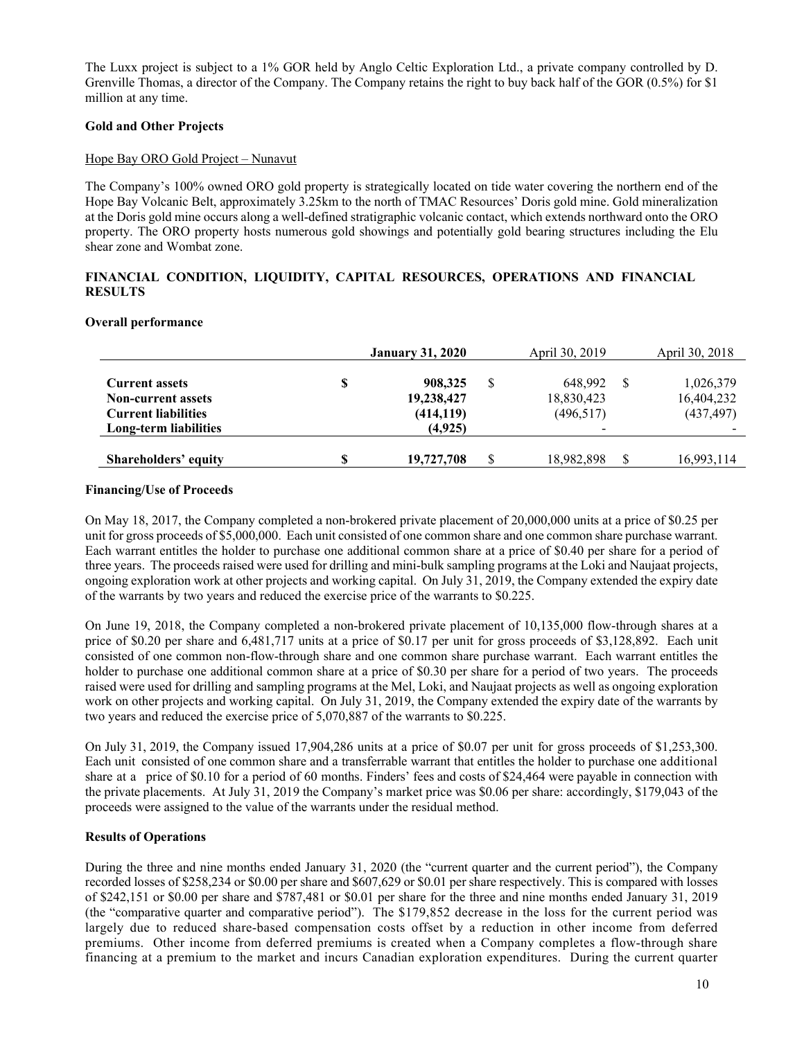The Luxx project is subject to a 1% GOR held by Anglo Celtic Exploration Ltd., a private company controlled by D. Grenville Thomas, a director of the Company. The Company retains the right to buy back half of the GOR (0.5%) for $1 million at any time.

### Gold and Other Projects

Hope Bay ORO Gold Project – Nunavut

The Company's 100% owned ORO gold property is strategically located on tide water covering the northern end of the Hope Bay Volcanic Belt, approximately 3.25km to the north of TMAC Resources' Doris gold mine. Gold mineralization at the Doris gold mine occurs along a well-defined stratigraphic volcanic contact, which extends northward onto the ORO property. The ORO property hosts numerous gold showings and potentially gold bearing structures including the Elu shear zone and Wombat zone.

## FINANCIAL CONDITION, LIQUIDITY, CAPITAL RESOURCES, OPERATIONS AND FINANCIAL RESULTS

### Overall performance

| | | **January 31, 2020** | | April 30, 2019 | | April 30, 2018 |
|---|---|---|---|---|---|---|
| **Current assets** | **$** | **908,325** | $ | 648,992 | $ | 1,026,379 |
| **Non-current assets** | | **19,238,427** | | 18,830,423 | | 16,404,232 |
| **Current liabilities** | | **(414,119)** | | (496,517) | | (437,497) |
| **Long-term liabilities** | | **(4,925)** | | - | | - |
| **Shareholders' equity** | **$** | **19,727,708** | $ | 18,982,898 | $ | 16,993,114 |

### Financing/Use of Proceeds

On May 18, 2017, the Company completed a non-brokered private placement of 20,000,000 units at a price of $0.25 per unit for gross proceeds of $5,000,000. Each unit consisted of one common share and one common share purchase warrant. Each warrant entitles the holder to purchase one additional common share at a price of $0.40 per share for a period of three years. The proceeds raised were used for drilling and mini-bulk sampling programs at the Loki and Naujaat projects, ongoing exploration work at other projects and working capital. On July 31, 2019, the Company extended the expiry date of the warrants by two years and reduced the exercise price of the warrants to $0.225.

On June 19, 2018, the Company completed a non-brokered private placement of 10,135,000 flow-through shares at a price of $0.20 per share and 6,481,717 units at a price of $0.17 per unit for gross proceeds of $3,128,892. Each unit consisted of one common non-flow-through share and one common share purchase warrant. Each warrant entitles the holder to purchase one additional common share at a price of $0.30 per share for a period of two years. The proceeds raised were used for drilling and sampling programs at the Mel, Loki, and Naujaat projects as well as ongoing exploration work on other projects and working capital. On July 31, 2019, the Company extended the expiry date of the warrants by two years and reduced the exercise price of 5,070,887 of the warrants to $0.225.

On July 31, 2019, the Company issued 17,904,286 units at a price of $0.07 per unit for gross proceeds of $1,253,300. Each unit consisted of one common share and a transferrable warrant that entitles the holder to purchase one additional share at a price of $0.10 for a period of 60 months. Finders' fees and costs of $24,464 were payable in connection with the private placements. At July 31, 2019 the Company's market price was $0.06 per share: accordingly, $179,043 of the proceeds were assigned to the value of the warrants under the residual method.

### Results of Operations

During the three and nine months ended January 31, 2020 (the "current quarter and the current period"), the Company recorded losses of $258,234 or $0.00 per share and $607,629 or $0.01 per share respectively. This is compared with losses of $242,151 or $0.00 per share and $787,481 or $0.01 per share for the three and nine months ended January 31, 2019 (the "comparative quarter and comparative period"). The $179,852 decrease in the loss for the current period was largely due to reduced share-based compensation costs offset by a reduction in other income from deferred premiums. Other income from deferred premiums is created when a Company completes a flow-through share financing at a premium to the market and incurs Canadian exploration expenditures. During the current quarter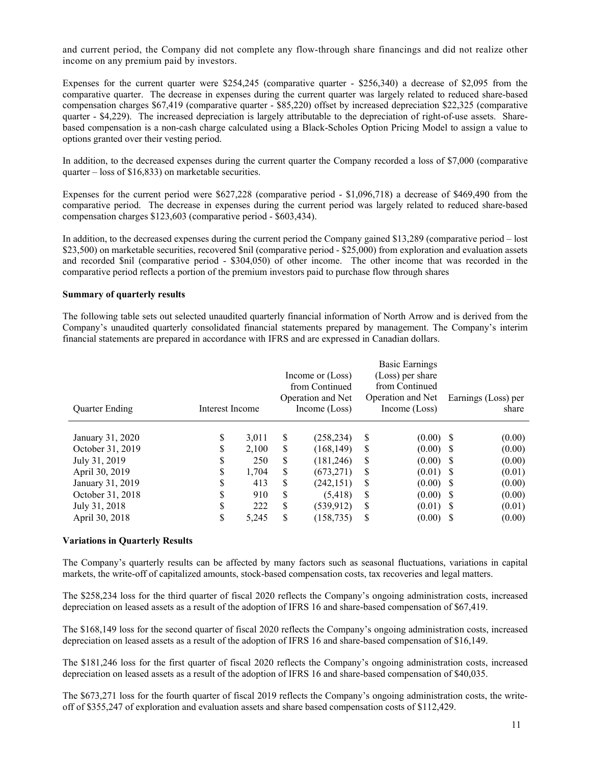and current period, the Company did not complete any flow-through share financings and did not realize other income on any premium paid by investors.

Expenses for the current quarter were $254,245 (comparative quarter - $256,340) a decrease of $2,095 from the comparative quarter. The decrease in expenses during the current quarter was largely related to reduced share-based compensation charges $67,419 (comparative quarter - $85,220) offset by increased depreciation $22,325 (comparative quarter - $4,229). The increased depreciation is largely attributable to the depreciation of right-of-use assets. Share-based compensation is a non-cash charge calculated using a Black-Scholes Option Pricing Model to assign a value to options granted over their vesting period.

In addition, to the decreased expenses during the current quarter the Company recorded a loss of $7,000 (comparative quarter – loss of $16,833) on marketable securities.

Expenses for the current period were $627,228 (comparative period - $1,096,718) a decrease of $469,490 from the comparative period. The decrease in expenses during the current period was largely related to reduced share-based compensation charges $123,603 (comparative period - $603,434).

In addition, to the decreased expenses during the current period the Company gained $13,289 (comparative period – lost $23,500) on marketable securities, recovered $nil (comparative period - $25,000) from exploration and evaluation assets and recorded $nil (comparative period - $304,050) of other income. The other income that was recorded in the comparative period reflects a portion of the premium investors paid to purchase flow through shares

**Summary of quarterly results**

The following table sets out selected unaudited quarterly financial information of North Arrow and is derived from the Company's unaudited quarterly consolidated financial statements prepared by management. The Company's interim financial statements are prepared in accordance with IFRS and are expressed in Canadian dollars.

| Quarter Ending | Interest Income | Income or (Loss) from Continued Operation and Net Income (Loss) | Basic Earnings (Loss) per share from Continued Operation and Net Income (Loss) | Earnings (Loss) per share |
|---|---|---|---|---|
| January 31, 2020 | $ 3,011 | $ (258,234) | $ (0.00) | $ (0.00) |
| October 31, 2019 | $ 2,100 | $ (168,149) | $ (0.00) | $ (0.00) |
| July 31, 2019 | $ 250 | $ (181,246) | $ (0.00) | $ (0.00) |
| April 30, 2019 | $ 1,704 | $ (673,271) | $ (0.01) | $ (0.01) |
| January 31, 2019 | $ 413 | $ (242,151) | $ (0.00) | $ (0.00) |
| October 31, 2018 | $ 910 | $ (5,418) | $ (0.00) | $ (0.00) |
| July 31, 2018 | $ 222 | $ (539,912) | $ (0.01) | $ (0.01) |
| April 30, 2018 | $ 5,245 | $ (158,735) | $ (0.00) | $ (0.00) |

**Variations in Quarterly Results**

The Company's quarterly results can be affected by many factors such as seasonal fluctuations, variations in capital markets, the write-off of capitalized amounts, stock-based compensation costs, tax recoveries and legal matters.

The $258,234 loss for the third quarter of fiscal 2020 reflects the Company's ongoing administration costs, increased depreciation on leased assets as a result of the adoption of IFRS 16 and share-based compensation of $67,419.

The $168,149 loss for the second quarter of fiscal 2020 reflects the Company's ongoing administration costs, increased depreciation on leased assets as a result of the adoption of IFRS 16 and share-based compensation of $16,149.

The $181,246 loss for the first quarter of fiscal 2020 reflects the Company's ongoing administration costs, increased depreciation on leased assets as a result of the adoption of IFRS 16 and share-based compensation of $40,035.

The $673,271 loss for the fourth quarter of fiscal 2019 reflects the Company's ongoing administration costs, the write-off of $355,247 of exploration and evaluation assets and share based compensation costs of $112,429.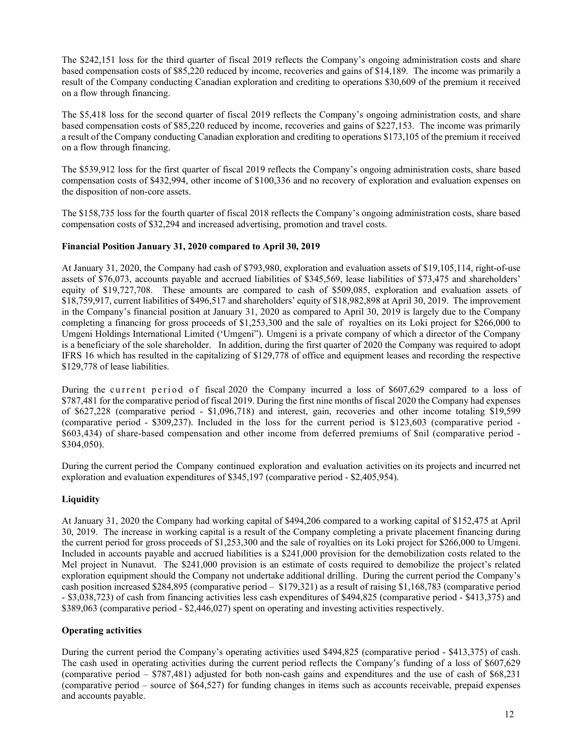The $242,151 loss for the third quarter of fiscal 2019 reflects the Company's ongoing administration costs and share based compensation costs of $85,220 reduced by income, recoveries and gains of $14,189. The income was primarily a result of the Company conducting Canadian exploration and crediting to operations $30,609 of the premium it received on a flow through financing.

The $5,418 loss for the second quarter of fiscal 2019 reflects the Company's ongoing administration costs, and share based compensation costs of $85,220 reduced by income, recoveries and gains of $227,153. The income was primarily a result of the Company conducting Canadian exploration and crediting to operations $173,105 of the premium it received on a flow through financing.

The $539,912 loss for the first quarter of fiscal 2019 reflects the Company's ongoing administration costs, share based compensation costs of $432,994, other income of $100,336 and no recovery of exploration and evaluation expenses on the disposition of non-core assets.

The $158,735 loss for the fourth quarter of fiscal 2018 reflects the Company's ongoing administration costs, share based compensation costs of $32,294 and increased advertising, promotion and travel costs.

### Financial Position January 31, 2020 compared to April 30, 2019

At January 31, 2020, the Company had cash of $793,980, exploration and evaluation assets of $19,105,114, right-of-use assets of $76,073, accounts payable and accrued liabilities of $345,569, lease liabilities of $73,475 and shareholders' equity of $19,727,708. These amounts are compared to cash of $509,085, exploration and evaluation assets of $18,759,917, current liabilities of $496,517 and shareholders' equity of $18,982,898 at April 30, 2019. The improvement in the Company's financial position at January 31, 2020 as compared to April 30, 2019 is largely due to the Company completing a financing for gross proceeds of $1,253,300 and the sale of royalties on its Loki project for $266,000 to Umgeni Holdings International Limited ('Umgeni"). Umgeni is a private company of which a director of the Company is a beneficiary of the sole shareholder. In addition, during the first quarter of 2020 the Company was required to adopt IFRS 16 which has resulted in the capitalizing of $129,778 of office and equipment leases and recording the respective $129,778 of lease liabilities.

During the current period of fiscal 2020 the Company incurred a loss of $607,629 compared to a loss of $787,481 for the comparative period of fiscal 2019. During the first nine months of fiscal 2020 the Company had expenses of $627,228 (comparative period - $1,096,718) and interest, gain, recoveries and other income totaling $19,599 (comparative period - $309,237). Included in the loss for the current period is $123,603 (comparative period - $603,434) of share-based compensation and other income from deferred premiums of $nil (comparative period - $304,050).

During the current period the Company continued exploration and evaluation activities on its projects and incurred net exploration and evaluation expenditures of $345,197 (comparative period - $2,405,954).

### Liquidity

At January 31, 2020 the Company had working capital of $494,206 compared to a working capital of $152,475 at April 30, 2019. The increase in working capital is a result of the Company completing a private placement financing during the current period for gross proceeds of $1,253,300 and the sale of royalties on its Loki project for $266,000 to Umgeni. Included in accounts payable and accrued liabilities is a $241,000 provision for the demobilization costs related to the Mel project in Nunavut. The $241,000 provision is an estimate of costs required to demobilize the project's related exploration equipment should the Company not undertake additional drilling. During the current period the Company's cash position increased $284,895 (comparative period – $179,321) as a result of raising $1,168,783 (comparative period - $3,038,723) of cash from financing activities less cash expenditures of $494,825 (comparative period - $413,375) and $389,063 (comparative period - $2,446,027) spent on operating and investing activities respectively.

### Operating activities

During the current period the Company's operating activities used $494,825 (comparative period - $413,375) of cash. The cash used in operating activities during the current period reflects the Company's funding of a loss of $607,629 (comparative period – $787,481) adjusted for both non-cash gains and expenditures and the use of cash of $68,231 (comparative period – source of $64,527) for funding changes in items such as accounts receivable, prepaid expenses and accounts payable.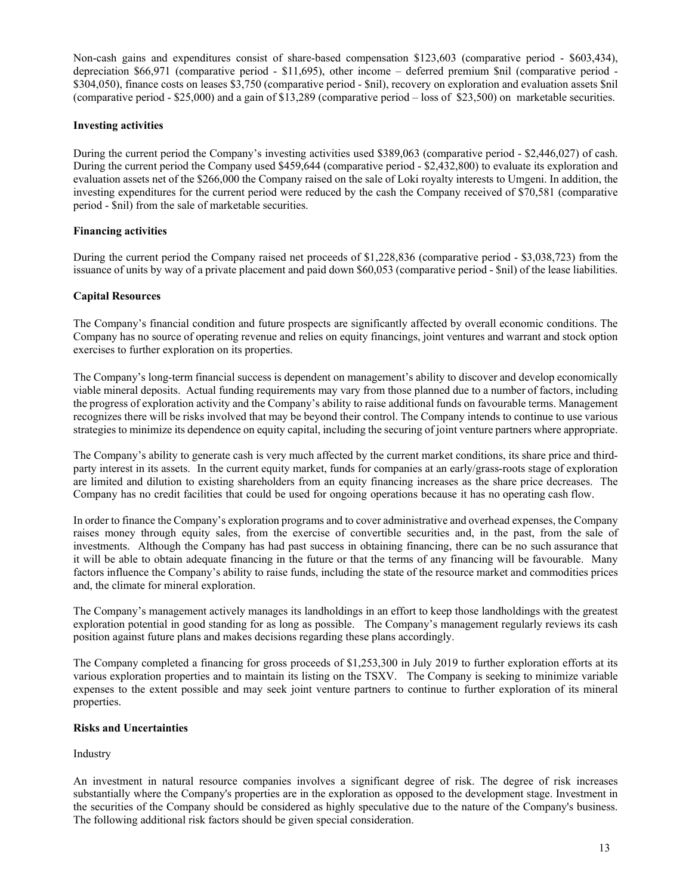Non-cash gains and expenditures consist of share-based compensation $123,603 (comparative period - $603,434), depreciation $66,971 (comparative period - $11,695), other income – deferred premium $nil (comparative period - $304,050), finance costs on leases $3,750 (comparative period - $nil), recovery on exploration and evaluation assets $nil (comparative period - $25,000) and a gain of $13,289 (comparative period – loss of $23,500) on marketable securities.

### Investing activities

During the current period the Company's investing activities used $389,063 (comparative period - $2,446,027) of cash. During the current period the Company used $459,644 (comparative period - $2,432,800) to evaluate its exploration and evaluation assets net of the $266,000 the Company raised on the sale of Loki royalty interests to Umgeni. In addition, the investing expenditures for the current period were reduced by the cash the Company received of $70,581 (comparative period - $nil) from the sale of marketable securities.

### Financing activities

During the current period the Company raised net proceeds of $1,228,836 (comparative period - $3,038,723) from the issuance of units by way of a private placement and paid down $60,053 (comparative period - $nil) of the lease liabilities.

### Capital Resources

The Company's financial condition and future prospects are significantly affected by overall economic conditions. The Company has no source of operating revenue and relies on equity financings, joint ventures and warrant and stock option exercises to further exploration on its properties.

The Company's long-term financial success is dependent on management's ability to discover and develop economically viable mineral deposits. Actual funding requirements may vary from those planned due to a number of factors, including the progress of exploration activity and the Company's ability to raise additional funds on favourable terms. Management recognizes there will be risks involved that may be beyond their control. The Company intends to continue to use various strategies to minimize its dependence on equity capital, including the securing of joint venture partners where appropriate.

The Company's ability to generate cash is very much affected by the current market conditions, its share price and third-party interest in its assets. In the current equity market, funds for companies at an early/grass-roots stage of exploration are limited and dilution to existing shareholders from an equity financing increases as the share price decreases. The Company has no credit facilities that could be used for ongoing operations because it has no operating cash flow.

In order to finance the Company's exploration programs and to cover administrative and overhead expenses, the Company raises money through equity sales, from the exercise of convertible securities and, in the past, from the sale of investments. Although the Company has had past success in obtaining financing, there can be no such assurance that it will be able to obtain adequate financing in the future or that the terms of any financing will be favourable. Many factors influence the Company's ability to raise funds, including the state of the resource market and commodities prices and, the climate for mineral exploration.

The Company's management actively manages its landholdings in an effort to keep those landholdings with the greatest exploration potential in good standing for as long as possible. The Company's management regularly reviews its cash position against future plans and makes decisions regarding these plans accordingly.

The Company completed a financing for gross proceeds of $1,253,300 in July 2019 to further exploration efforts at its various exploration properties and to maintain its listing on the TSXV. The Company is seeking to minimize variable expenses to the extent possible and may seek joint venture partners to continue to further exploration of its mineral properties.

### Risks and Uncertainties

Industry

An investment in natural resource companies involves a significant degree of risk. The degree of risk increases substantially where the Company's properties are in the exploration as opposed to the development stage. Investment in the securities of the Company should be considered as highly speculative due to the nature of the Company's business. The following additional risk factors should be given special consideration.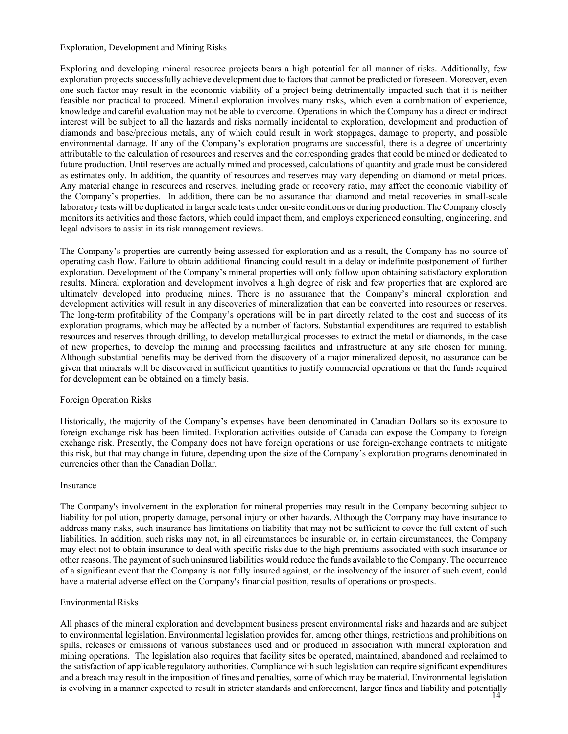### Exploration, Development and Mining Risks

Exploring and developing mineral resource projects bears a high potential for all manner of risks. Additionally, few exploration projects successfully achieve development due to factors that cannot be predicted or foreseen. Moreover, even one such factor may result in the economic viability of a project being detrimentally impacted such that it is neither feasible nor practical to proceed. Mineral exploration involves many risks, which even a combination of experience, knowledge and careful evaluation may not be able to overcome. Operations in which the Company has a direct or indirect interest will be subject to all the hazards and risks normally incidental to exploration, development and production of diamonds and base/precious metals, any of which could result in work stoppages, damage to property, and possible environmental damage. If any of the Company's exploration programs are successful, there is a degree of uncertainty attributable to the calculation of resources and reserves and the corresponding grades that could be mined or dedicated to future production. Until reserves are actually mined and processed, calculations of quantity and grade must be considered as estimates only. In addition, the quantity of resources and reserves may vary depending on diamond or metal prices. Any material change in resources and reserves, including grade or recovery ratio, may affect the economic viability of the Company's properties. In addition, there can be no assurance that diamond and metal recoveries in small-scale laboratory tests will be duplicated in larger scale tests under on-site conditions or during production. The Company closely monitors its activities and those factors, which could impact them, and employs experienced consulting, engineering, and legal advisors to assist in its risk management reviews.

The Company's properties are currently being assessed for exploration and as a result, the Company has no source of operating cash flow. Failure to obtain additional financing could result in a delay or indefinite postponement of further exploration. Development of the Company's mineral properties will only follow upon obtaining satisfactory exploration results. Mineral exploration and development involves a high degree of risk and few properties that are explored are ultimately developed into producing mines. There is no assurance that the Company's mineral exploration and development activities will result in any discoveries of mineralization that can be converted into resources or reserves. The long-term profitability of the Company's operations will be in part directly related to the cost and success of its exploration programs, which may be affected by a number of factors. Substantial expenditures are required to establish resources and reserves through drilling, to develop metallurgical processes to extract the metal or diamonds, in the case of new properties, to develop the mining and processing facilities and infrastructure at any site chosen for mining. Although substantial benefits may be derived from the discovery of a major mineralized deposit, no assurance can be given that minerals will be discovered in sufficient quantities to justify commercial operations or that the funds required for development can be obtained on a timely basis.

### Foreign Operation Risks

Historically, the majority of the Company's expenses have been denominated in Canadian Dollars so its exposure to foreign exchange risk has been limited. Exploration activities outside of Canada can expose the Company to foreign exchange risk. Presently, the Company does not have foreign operations or use foreign-exchange contracts to mitigate this risk, but that may change in future, depending upon the size of the Company's exploration programs denominated in currencies other than the Canadian Dollar.

### Insurance

The Company's involvement in the exploration for mineral properties may result in the Company becoming subject to liability for pollution, property damage, personal injury or other hazards. Although the Company may have insurance to address many risks, such insurance has limitations on liability that may not be sufficient to cover the full extent of such liabilities. In addition, such risks may not, in all circumstances be insurable or, in certain circumstances, the Company may elect not to obtain insurance to deal with specific risks due to the high premiums associated with such insurance or other reasons. The payment of such uninsured liabilities would reduce the funds available to the Company. The occurrence of a significant event that the Company is not fully insured against, or the insolvency of the insurer of such event, could have a material adverse effect on the Company's financial position, results of operations or prospects.

### Environmental Risks

All phases of the mineral exploration and development business present environmental risks and hazards and are subject to environmental legislation. Environmental legislation provides for, among other things, restrictions and prohibitions on spills, releases or emissions of various substances used and or produced in association with mineral exploration and mining operations. The legislation also requires that facility sites be operated, maintained, abandoned and reclaimed to the satisfaction of applicable regulatory authorities. Compliance with such legislation can require significant expenditures and a breach may result in the imposition of fines and penalties, some of which may be material. Environmental legislation is evolving in a manner expected to result in stricter standards and enforcement, larger fines and liability and potentially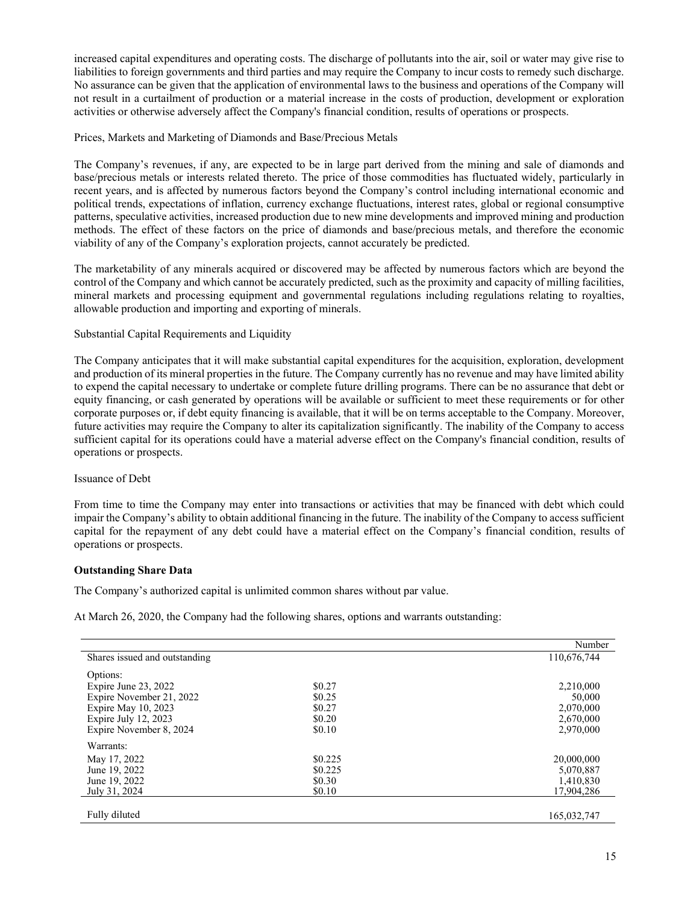increased capital expenditures and operating costs. The discharge of pollutants into the air, soil or water may give rise to liabilities to foreign governments and third parties and may require the Company to incur costs to remedy such discharge. No assurance can be given that the application of environmental laws to the business and operations of the Company will not result in a curtailment of production or a material increase in the costs of production, development or exploration activities or otherwise adversely affect the Company's financial condition, results of operations or prospects.

Prices, Markets and Marketing of Diamonds and Base/Precious Metals

The Company's revenues, if any, are expected to be in large part derived from the mining and sale of diamonds and base/precious metals or interests related thereto. The price of those commodities has fluctuated widely, particularly in recent years, and is affected by numerous factors beyond the Company's control including international economic and political trends, expectations of inflation, currency exchange fluctuations, interest rates, global or regional consumptive patterns, speculative activities, increased production due to new mine developments and improved mining and production methods. The effect of these factors on the price of diamonds and base/precious metals, and therefore the economic viability of any of the Company's exploration projects, cannot accurately be predicted.

The marketability of any minerals acquired or discovered may be affected by numerous factors which are beyond the control of the Company and which cannot be accurately predicted, such as the proximity and capacity of milling facilities, mineral markets and processing equipment and governmental regulations including regulations relating to royalties, allowable production and importing and exporting of minerals.

Substantial Capital Requirements and Liquidity

The Company anticipates that it will make substantial capital expenditures for the acquisition, exploration, development and production of its mineral properties in the future. The Company currently has no revenue and may have limited ability to expend the capital necessary to undertake or complete future drilling programs. There can be no assurance that debt or equity financing, or cash generated by operations will be available or sufficient to meet these requirements or for other corporate purposes or, if debt equity financing is available, that it will be on terms acceptable to the Company. Moreover, future activities may require the Company to alter its capitalization significantly. The inability of the Company to access sufficient capital for its operations could have a material adverse effect on the Company's financial condition, results of operations or prospects.

Issuance of Debt

From time to time the Company may enter into transactions or activities that may be financed with debt which could impair the Company's ability to obtain additional financing in the future. The inability of the Company to access sufficient capital for the repayment of any debt could have a material effect on the Company's financial condition, results of operations or prospects.

**Outstanding Share Data**

The Company's authorized capital is unlimited common shares without par value.

At March 26, 2020, the Company had the following shares, options and warrants outstanding:

| | | Number |
|---|---|---|
| Shares issued and outstanding | | 110,676,744 |
| Options: | | |
| Expire June 23, 2022 | $0.27 | 2,210,000 |
| Expire November 21, 2022 | $0.25 | 50,000 |
| Expire May 10, 2023 | $0.27 | 2,070,000 |
| Expire July 12, 2023 | $0.20 | 2,670,000 |
| Expire November 8, 2024 | $0.10 | 2,970,000 |
| Warrants: | | |
| May 17, 2022 | $0.225 | 20,000,000 |
| June 19, 2022 | $0.225 | 5,070,887 |
| June 19, 2022 | $0.30 | 1,410,830 |
| July 31, 2024 | $0.10 | 17,904,286 |
| Fully diluted | | 165,032,747 |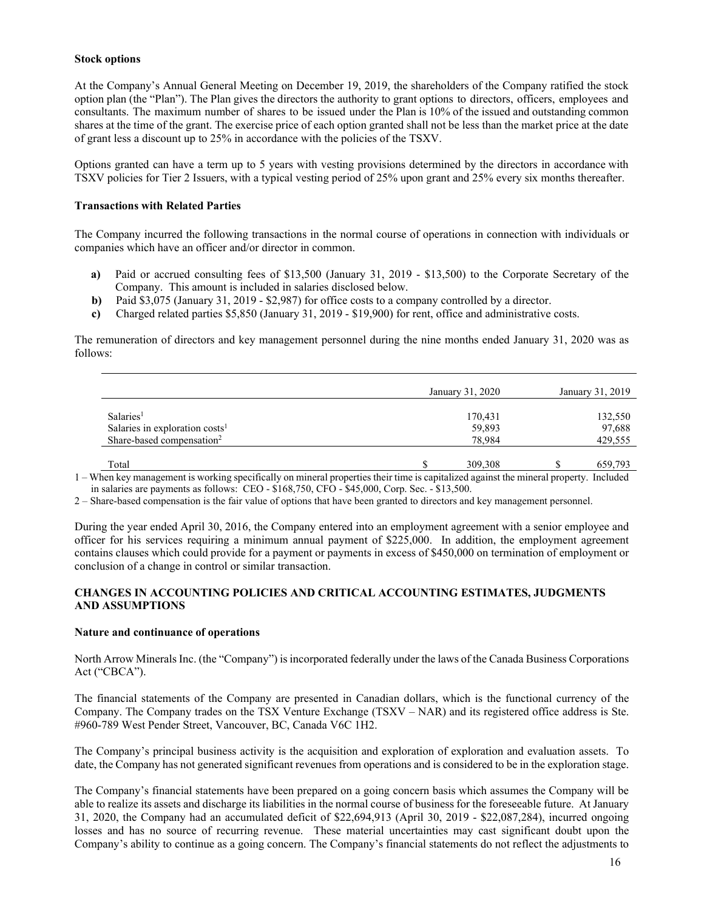**Stock options**

At the Company's Annual General Meeting on December 19, 2019, the shareholders of the Company ratified the stock option plan (the "Plan"). The Plan gives the directors the authority to grant options to directors, officers, employees and consultants. The maximum number of shares to be issued under the Plan is 10% of the issued and outstanding common shares at the time of the grant. The exercise price of each option granted shall not be less than the market price at the date of grant less a discount up to 25% in accordance with the policies of the TSXV.

Options granted can have a term up to 5 years with vesting provisions determined by the directors in accordance with TSXV policies for Tier 2 Issuers, with a typical vesting period of 25% upon grant and 25% every six months thereafter.

**Transactions with Related Parties**

The Company incurred the following transactions in the normal course of operations in connection with individuals or companies which have an officer and/or director in common.

- **a)** Paid or accrued consulting fees of $13,500 (January 31, 2019 - $13,500) to the Corporate Secretary of the Company. This amount is included in salaries disclosed below.
- **b)** Paid $3,075 (January 31, 2019 - $2,987) for office costs to a company controlled by a director.
- **c)** Charged related parties $5,850 (January 31, 2019 - $19,900) for rent, office and administrative costs.

The remuneration of directors and key management personnel during the nine months ended January 31, 2020 was as follows:

| | January 31, 2020 | January 31, 2019 |
|---|---|---|
| Salaries[1] | 170,431 | 132,550 |
| Salaries in exploration costs[1] | 59,893 | 97,688 |
| Share-based compensation[2] | 78,984 | 429,555 |
| Total | $ 309,308 | $ 659,793 |

1 – When key management is working specifically on mineral properties their time is capitalized against the mineral property. Included in salaries are payments as follows: CEO - $168,750, CFO - $45,000, Corp. Sec. - $13,500.

2 – Share-based compensation is the fair value of options that have been granted to directors and key management personnel.

During the year ended April 30, 2016, the Company entered into an employment agreement with a senior employee and officer for his services requiring a minimum annual payment of $225,000. In addition, the employment agreement contains clauses which could provide for a payment or payments in excess of $450,000 on termination of employment or conclusion of a change in control or similar transaction.

## CHANGES IN ACCOUNTING POLICIES AND CRITICAL ACCOUNTING ESTIMATES, JUDGMENTS AND ASSUMPTIONS

**Nature and continuance of operations**

North Arrow Minerals Inc. (the "Company") is incorporated federally under the laws of the Canada Business Corporations Act ("CBCA").

The financial statements of the Company are presented in Canadian dollars, which is the functional currency of the Company. The Company trades on the TSX Venture Exchange (TSXV – NAR) and its registered office address is Ste. #960-789 West Pender Street, Vancouver, BC, Canada V6C 1H2.

The Company's principal business activity is the acquisition and exploration of exploration and evaluation assets. To date, the Company has not generated significant revenues from operations and is considered to be in the exploration stage.

The Company's financial statements have been prepared on a going concern basis which assumes the Company will be able to realize its assets and discharge its liabilities in the normal course of business for the foreseeable future. At January 31, 2020, the Company had an accumulated deficit of $22,694,913 (April 30, 2019 - $22,087,284), incurred ongoing losses and has no source of recurring revenue. These material uncertainties may cast significant doubt upon the Company's ability to continue as a going concern. The Company's financial statements do not reflect the adjustments to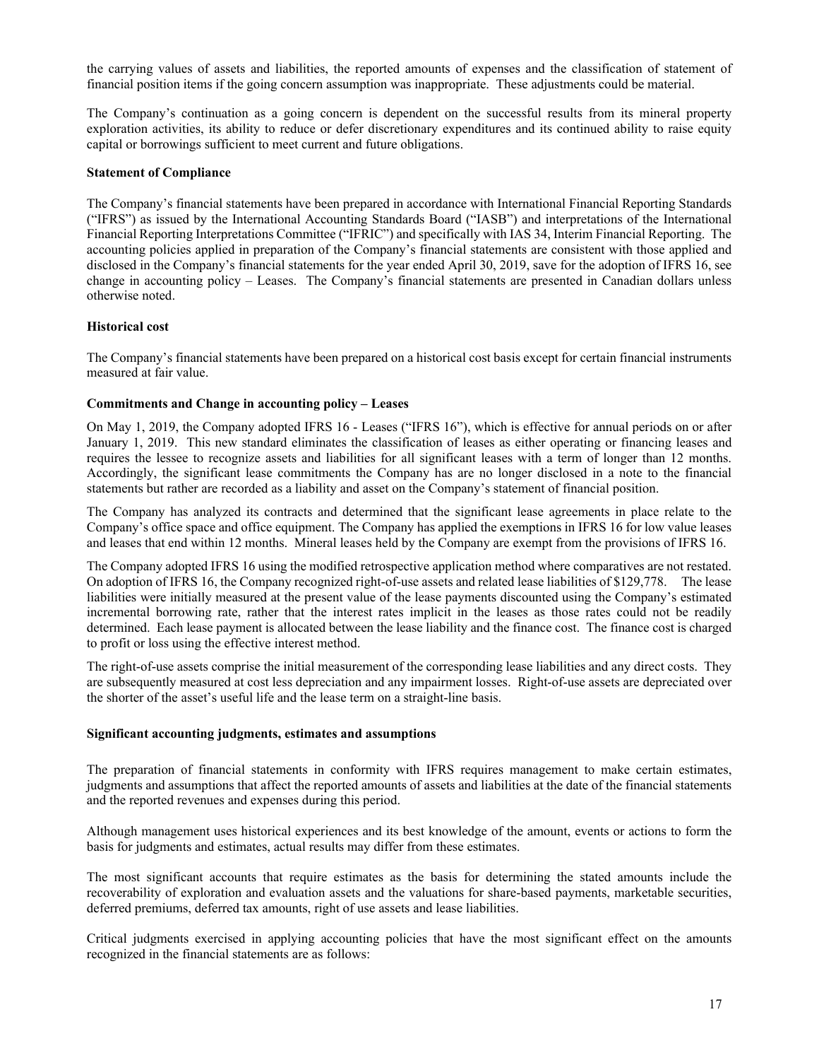the carrying values of assets and liabilities, the reported amounts of expenses and the classification of statement of financial position items if the going concern assumption was inappropriate. These adjustments could be material.

The Company's continuation as a going concern is dependent on the successful results from its mineral property exploration activities, its ability to reduce or defer discretionary expenditures and its continued ability to raise equity capital or borrowings sufficient to meet current and future obligations.

**Statement of Compliance**

The Company's financial statements have been prepared in accordance with International Financial Reporting Standards ("IFRS") as issued by the International Accounting Standards Board ("IASB") and interpretations of the International Financial Reporting Interpretations Committee ("IFRIC") and specifically with IAS 34, Interim Financial Reporting. The accounting policies applied in preparation of the Company's financial statements are consistent with those applied and disclosed in the Company's financial statements for the year ended April 30, 2019, save for the adoption of IFRS 16, see change in accounting policy – Leases. The Company's financial statements are presented in Canadian dollars unless otherwise noted.

**Historical cost**

The Company's financial statements have been prepared on a historical cost basis except for certain financial instruments measured at fair value.

**Commitments and Change in accounting policy – Leases**

On May 1, 2019, the Company adopted IFRS 16 - Leases ("IFRS 16"), which is effective for annual periods on or after January 1, 2019. This new standard eliminates the classification of leases as either operating or financing leases and requires the lessee to recognize assets and liabilities for all significant leases with a term of longer than 12 months. Accordingly, the significant lease commitments the Company has are no longer disclosed in a note to the financial statements but rather are recorded as a liability and asset on the Company's statement of financial position.

The Company has analyzed its contracts and determined that the significant lease agreements in place relate to the Company's office space and office equipment. The Company has applied the exemptions in IFRS 16 for low value leases and leases that end within 12 months. Mineral leases held by the Company are exempt from the provisions of IFRS 16.

The Company adopted IFRS 16 using the modified retrospective application method where comparatives are not restated. On adoption of IFRS 16, the Company recognized right-of-use assets and related lease liabilities of $129,778. The lease liabilities were initially measured at the present value of the lease payments discounted using the Company's estimated incremental borrowing rate, rather that the interest rates implicit in the leases as those rates could not be readily determined. Each lease payment is allocated between the lease liability and the finance cost. The finance cost is charged to profit or loss using the effective interest method.

The right-of-use assets comprise the initial measurement of the corresponding lease liabilities and any direct costs. They are subsequently measured at cost less depreciation and any impairment losses. Right-of-use assets are depreciated over the shorter of the asset's useful life and the lease term on a straight-line basis.

**Significant accounting judgments, estimates and assumptions**

The preparation of financial statements in conformity with IFRS requires management to make certain estimates, judgments and assumptions that affect the reported amounts of assets and liabilities at the date of the financial statements and the reported revenues and expenses during this period.

Although management uses historical experiences and its best knowledge of the amount, events or actions to form the basis for judgments and estimates, actual results may differ from these estimates.

The most significant accounts that require estimates as the basis for determining the stated amounts include the recoverability of exploration and evaluation assets and the valuations for share-based payments, marketable securities, deferred premiums, deferred tax amounts, right of use assets and lease liabilities.

Critical judgments exercised in applying accounting policies that have the most significant effect on the amounts recognized in the financial statements are as follows: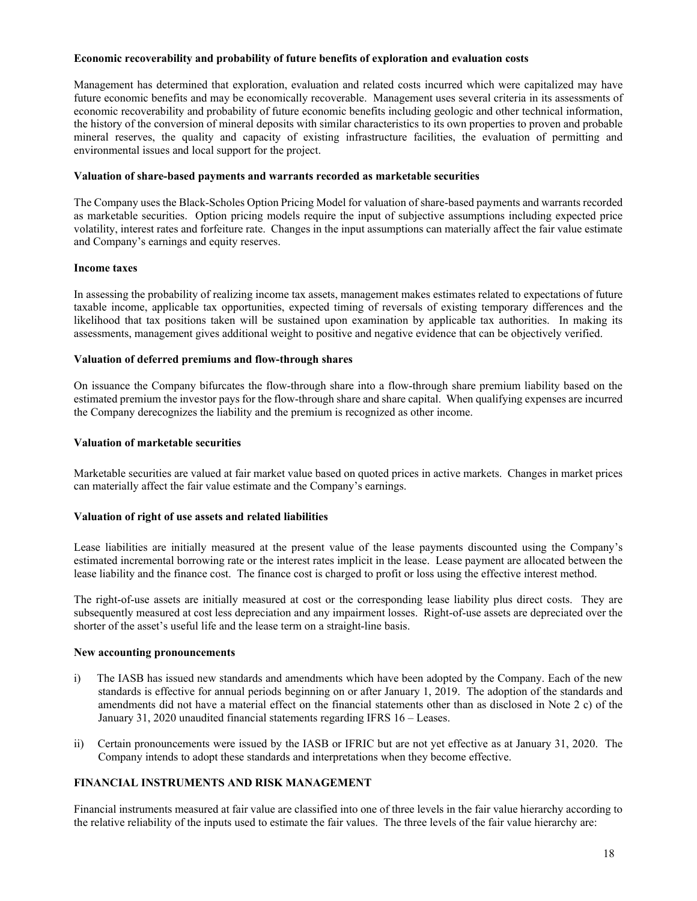**Economic recoverability and probability of future benefits of exploration and evaluation costs**

Management has determined that exploration, evaluation and related costs incurred which were capitalized may have future economic benefits and may be economically recoverable. Management uses several criteria in its assessments of economic recoverability and probability of future economic benefits including geologic and other technical information, the history of the conversion of mineral deposits with similar characteristics to its own properties to proven and probable mineral reserves, the quality and capacity of existing infrastructure facilities, the evaluation of permitting and environmental issues and local support for the project.

**Valuation of share-based payments and warrants recorded as marketable securities**

The Company uses the Black-Scholes Option Pricing Model for valuation of share-based payments and warrants recorded as marketable securities. Option pricing models require the input of subjective assumptions including expected price volatility, interest rates and forfeiture rate. Changes in the input assumptions can materially affect the fair value estimate and Company's earnings and equity reserves.

**Income taxes**

In assessing the probability of realizing income tax assets, management makes estimates related to expectations of future taxable income, applicable tax opportunities, expected timing of reversals of existing temporary differences and the likelihood that tax positions taken will be sustained upon examination by applicable tax authorities. In making its assessments, management gives additional weight to positive and negative evidence that can be objectively verified.

**Valuation of deferred premiums and flow-through shares**

On issuance the Company bifurcates the flow-through share into a flow-through share premium liability based on the estimated premium the investor pays for the flow-through share and share capital. When qualifying expenses are incurred the Company derecognizes the liability and the premium is recognized as other income.

**Valuation of marketable securities**

Marketable securities are valued at fair market value based on quoted prices in active markets. Changes in market prices can materially affect the fair value estimate and the Company's earnings.

**Valuation of right of use assets and related liabilities**

Lease liabilities are initially measured at the present value of the lease payments discounted using the Company's estimated incremental borrowing rate or the interest rates implicit in the lease. Lease payment are allocated between the lease liability and the finance cost. The finance cost is charged to profit or loss using the effective interest method.

The right-of-use assets are initially measured at cost or the corresponding lease liability plus direct costs. They are subsequently measured at cost less depreciation and any impairment losses. Right-of-use assets are depreciated over the shorter of the asset's useful life and the lease term on a straight-line basis.

**New accounting pronouncements**

i) The IASB has issued new standards and amendments which have been adopted by the Company. Each of the new standards is effective for annual periods beginning on or after January 1, 2019. The adoption of the standards and amendments did not have a material effect on the financial statements other than as disclosed in Note 2 c) of the January 31, 2020 unaudited financial statements regarding IFRS 16 – Leases.

ii) Certain pronouncements were issued by the IASB or IFRIC but are not yet effective as at January 31, 2020. The Company intends to adopt these standards and interpretations when they become effective.

## FINANCIAL INSTRUMENTS AND RISK MANAGEMENT

Financial instruments measured at fair value are classified into one of three levels in the fair value hierarchy according to the relative reliability of the inputs used to estimate the fair values. The three levels of the fair value hierarchy are: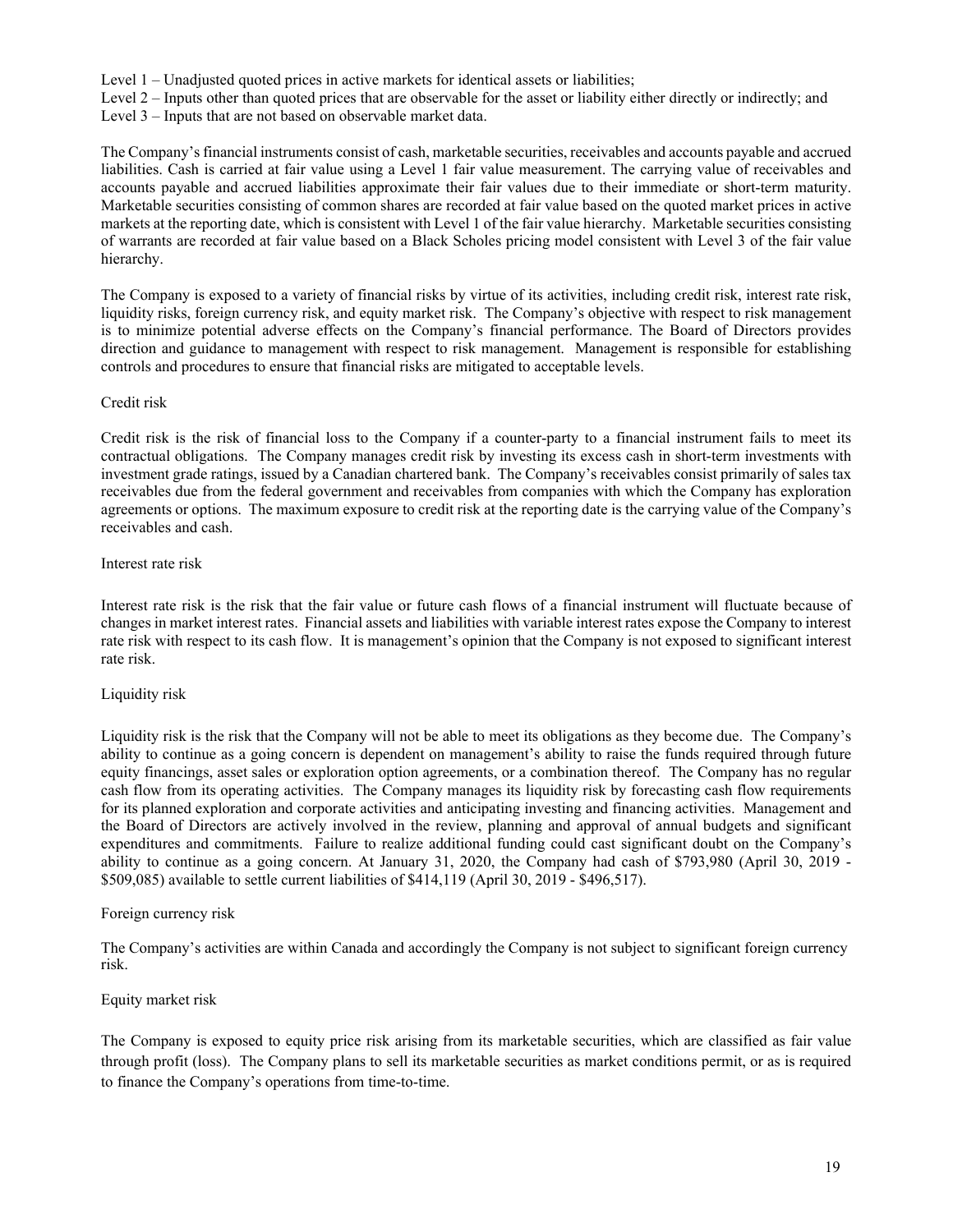Level 1 – Unadjusted quoted prices in active markets for identical assets or liabilities;  
Level 2 – Inputs other than quoted prices that are observable for the asset or liability either directly or indirectly; and  
Level 3 – Inputs that are not based on observable market data.

The Company's financial instruments consist of cash, marketable securities, receivables and accounts payable and accrued liabilities. Cash is carried at fair value using a Level 1 fair value measurement. The carrying value of receivables and accounts payable and accrued liabilities approximate their fair values due to their immediate or short-term maturity. Marketable securities consisting of common shares are recorded at fair value based on the quoted market prices in active markets at the reporting date, which is consistent with Level 1 of the fair value hierarchy. Marketable securities consisting of warrants are recorded at fair value based on a Black Scholes pricing model consistent with Level 3 of the fair value hierarchy.

The Company is exposed to a variety of financial risks by virtue of its activities, including credit risk, interest rate risk, liquidity risks, foreign currency risk, and equity market risk. The Company's objective with respect to risk management is to minimize potential adverse effects on the Company's financial performance. The Board of Directors provides direction and guidance to management with respect to risk management. Management is responsible for establishing controls and procedures to ensure that financial risks are mitigated to acceptable levels.

Credit risk

Credit risk is the risk of financial loss to the Company if a counter-party to a financial instrument fails to meet its contractual obligations. The Company manages credit risk by investing its excess cash in short-term investments with investment grade ratings, issued by a Canadian chartered bank. The Company's receivables consist primarily of sales tax receivables due from the federal government and receivables from companies with which the Company has exploration agreements or options. The maximum exposure to credit risk at the reporting date is the carrying value of the Company's receivables and cash.

Interest rate risk

Interest rate risk is the risk that the fair value or future cash flows of a financial instrument will fluctuate because of changes in market interest rates. Financial assets and liabilities with variable interest rates expose the Company to interest rate risk with respect to its cash flow. It is management's opinion that the Company is not exposed to significant interest rate risk.

Liquidity risk

Liquidity risk is the risk that the Company will not be able to meet its obligations as they become due. The Company's ability to continue as a going concern is dependent on management's ability to raise the funds required through future equity financings, asset sales or exploration option agreements, or a combination thereof. The Company has no regular cash flow from its operating activities. The Company manages its liquidity risk by forecasting cash flow requirements for its planned exploration and corporate activities and anticipating investing and financing activities. Management and the Board of Directors are actively involved in the review, planning and approval of annual budgets and significant expenditures and commitments. Failure to realize additional funding could cast significant doubt on the Company's ability to continue as a going concern. At January 31, 2020, the Company had cash of $793,980 (April 30, 2019 - $509,085) available to settle current liabilities of $414,119 (April 30, 2019 - $496,517).

Foreign currency risk

The Company's activities are within Canada and accordingly the Company is not subject to significant foreign currency risk.

Equity market risk

The Company is exposed to equity price risk arising from its marketable securities, which are classified as fair value through profit (loss). The Company plans to sell its marketable securities as market conditions permit, or as is required to finance the Company's operations from time-to-time.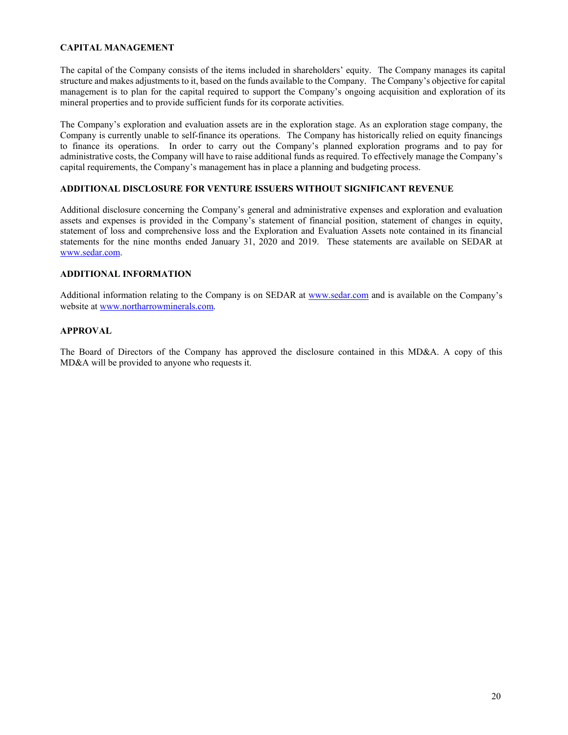## CAPITAL MANAGEMENT

The capital of the Company consists of the items included in shareholders' equity. The Company manages its capital structure and makes adjustments to it, based on the funds available to the Company. The Company's objective for capital management is to plan for the capital required to support the Company's ongoing acquisition and exploration of its mineral properties and to provide sufficient funds for its corporate activities.

The Company's exploration and evaluation assets are in the exploration stage. As an exploration stage company, the Company is currently unable to self-finance its operations. The Company has historically relied on equity financings to finance its operations. In order to carry out the Company's planned exploration programs and to pay for administrative costs, the Company will have to raise additional funds as required. To effectively manage the Company's capital requirements, the Company's management has in place a planning and budgeting process.

## ADDITIONAL DISCLOSURE FOR VENTURE ISSUERS WITHOUT SIGNIFICANT REVENUE

Additional disclosure concerning the Company's general and administrative expenses and exploration and evaluation assets and expenses is provided in the Company's statement of financial position, statement of changes in equity, statement of loss and comprehensive loss and the Exploration and Evaluation Assets note contained in its financial statements for the nine months ended January 31, 2020 and 2019. These statements are available on SEDAR at www.sedar.com.

## ADDITIONAL INFORMATION

Additional information relating to the Company is on SEDAR at www.sedar.com and is available on the Company's website at www.northarrowminerals.com.

## APPROVAL

The Board of Directors of the Company has approved the disclosure contained in this MD&A. A copy of this MD&A will be provided to anyone who requests it.